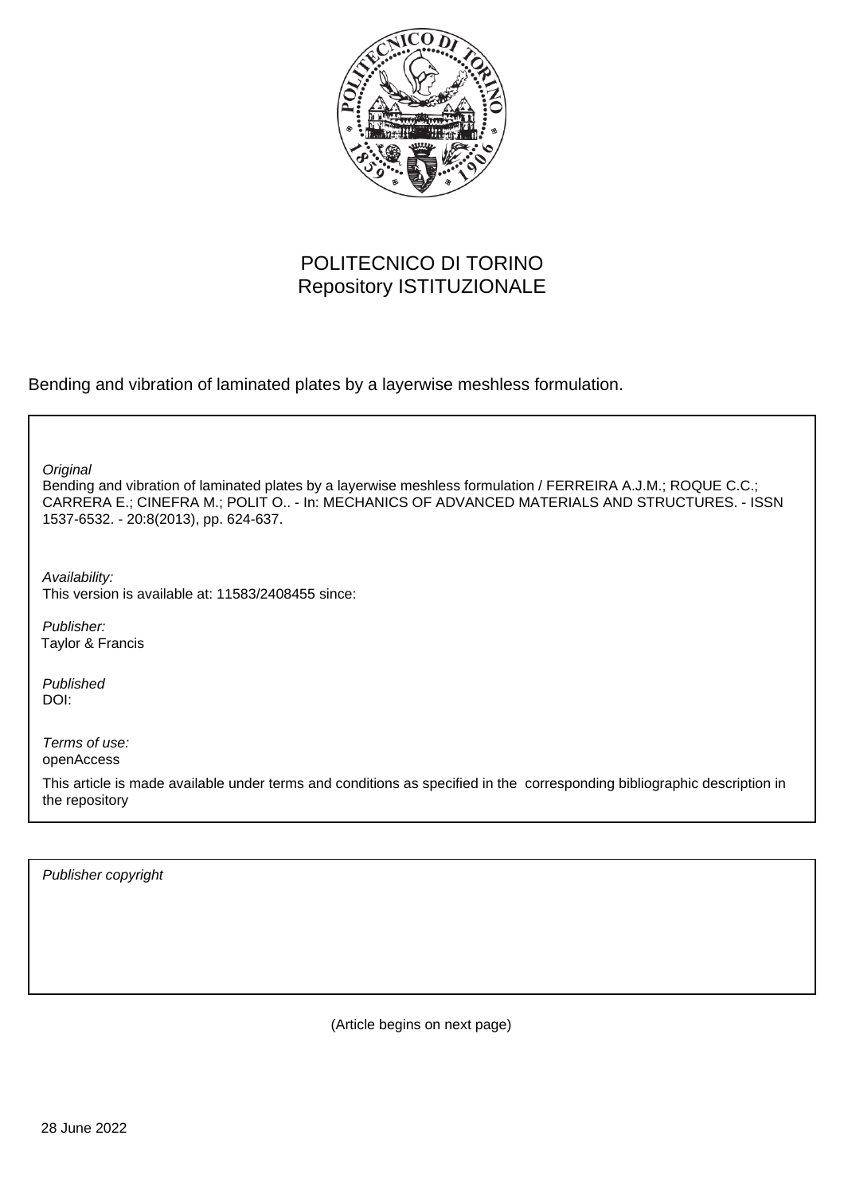POLITECNICO DI TORINO
Repository ISTITUZIONALE

Bending and vibration of laminated plates by a layerwise meshless formulation.

*Original*
Bending and vibration of laminated plates by a layerwise meshless formulation / FERREIRA A.J.M.; ROQUE C.C.; CARRERA E.; CINEFRA M.; POLIT O.. - In: MECHANICS OF ADVANCED MATERIALS AND STRUCTURES. - ISSN 1537-6532. - 20:8(2013), pp. 624-637.

*Availability:*
This version is available at: 11583/2408455 since:

*Publisher:*
Taylor & Francis

*Published*
DOI:

*Terms of use:*
openAccess

This article is made available under terms and conditions as specified in the corresponding bibliographic description in the repository

*Publisher copyright*

(Article begins on next page)

28 June 2022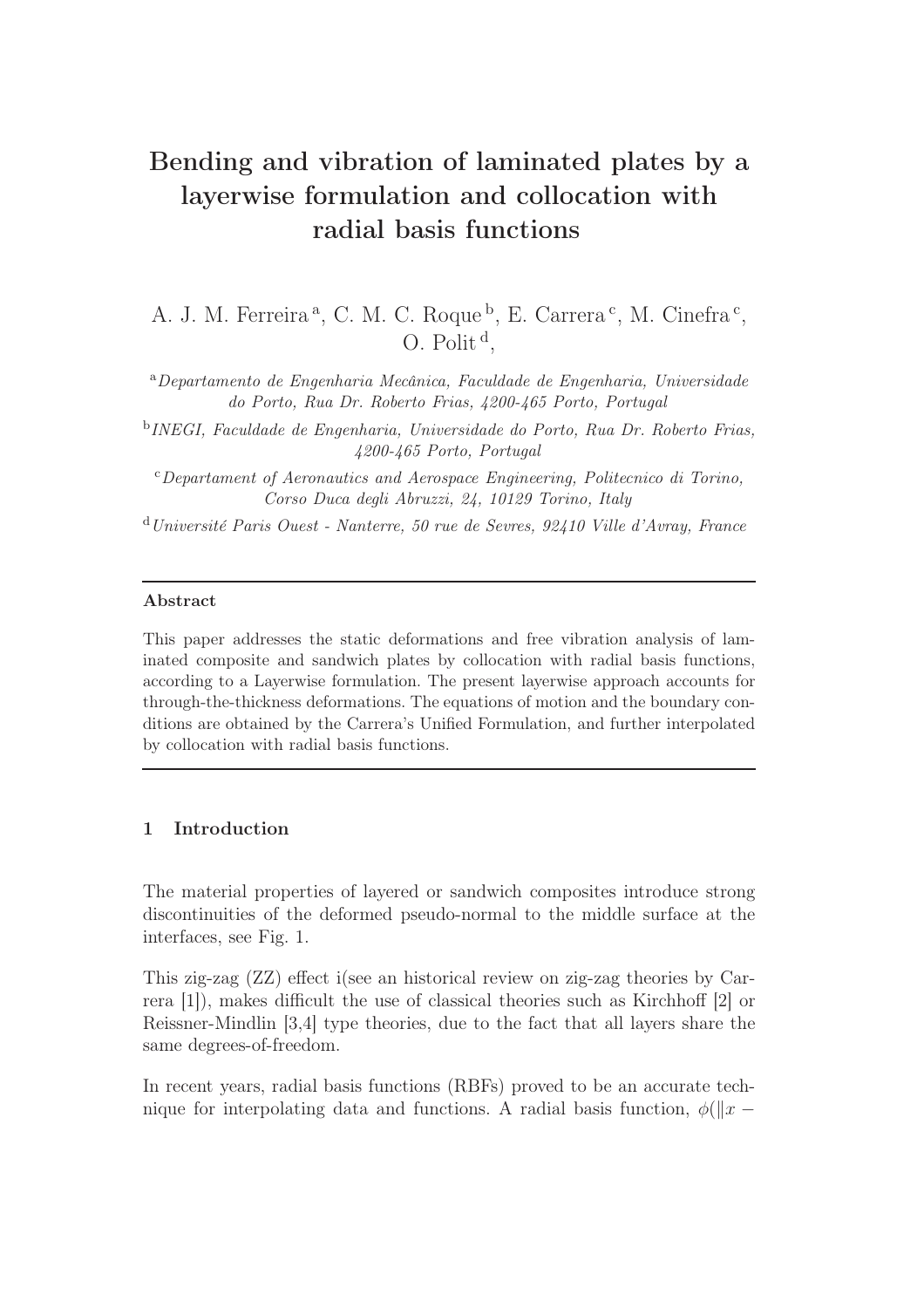# Bending and vibration of laminated plates by a layerwise formulation and collocation with radial basis functions

A. J. M. Ferreira [a], C. M. C. Roque [b], E. Carrera [c], M. Cinefra [c], O. Polit [d],

[a] *Departamento de Engenharia Mecânica, Faculdade de Engenharia, Universidade do Porto, Rua Dr. Roberto Frias, 4200-465 Porto, Portugal*

[b] *INEGI, Faculdade de Engenharia, Universidade do Porto, Rua Dr. Roberto Frias, 4200-465 Porto, Portugal*

[c] *Departament of Aeronautics and Aerospace Engineering, Politecnico di Torino, Corso Duca degli Abruzzi, 24, 10129 Torino, Italy*

[d] *Université Paris Ouest - Nanterre, 50 rue de Sevres, 92410 Ville d'Avray, France*

---

**Abstract**

This paper addresses the static deformations and free vibration analysis of laminated composite and sandwich plates by collocation with radial basis functions, according to a Layerwise formulation. The present layerwise approach accounts for through-the-thickness deformations. The equations of motion and the boundary conditions are obtained by the Carrera's Unified Formulation, and further interpolated by collocation with radial basis functions.

---

## 1 Introduction

The material properties of layered or sandwich composites introduce strong discontinuities of the deformed pseudo-normal to the middle surface at the interfaces, see Fig. 1.

This zig-zag (ZZ) effect i(see an historical review on zig-zag theories by Carrera [1]), makes difficult the use of classical theories such as Kirchhoff [2] or Reissner-Mindlin [3,4] type theories, due to the fact that all layers share the same degrees-of-freedom.

In recent years, radial basis functions (RBFs) proved to be an accurate technique for interpolating data and functions. A radial basis function, $\phi(\|x -$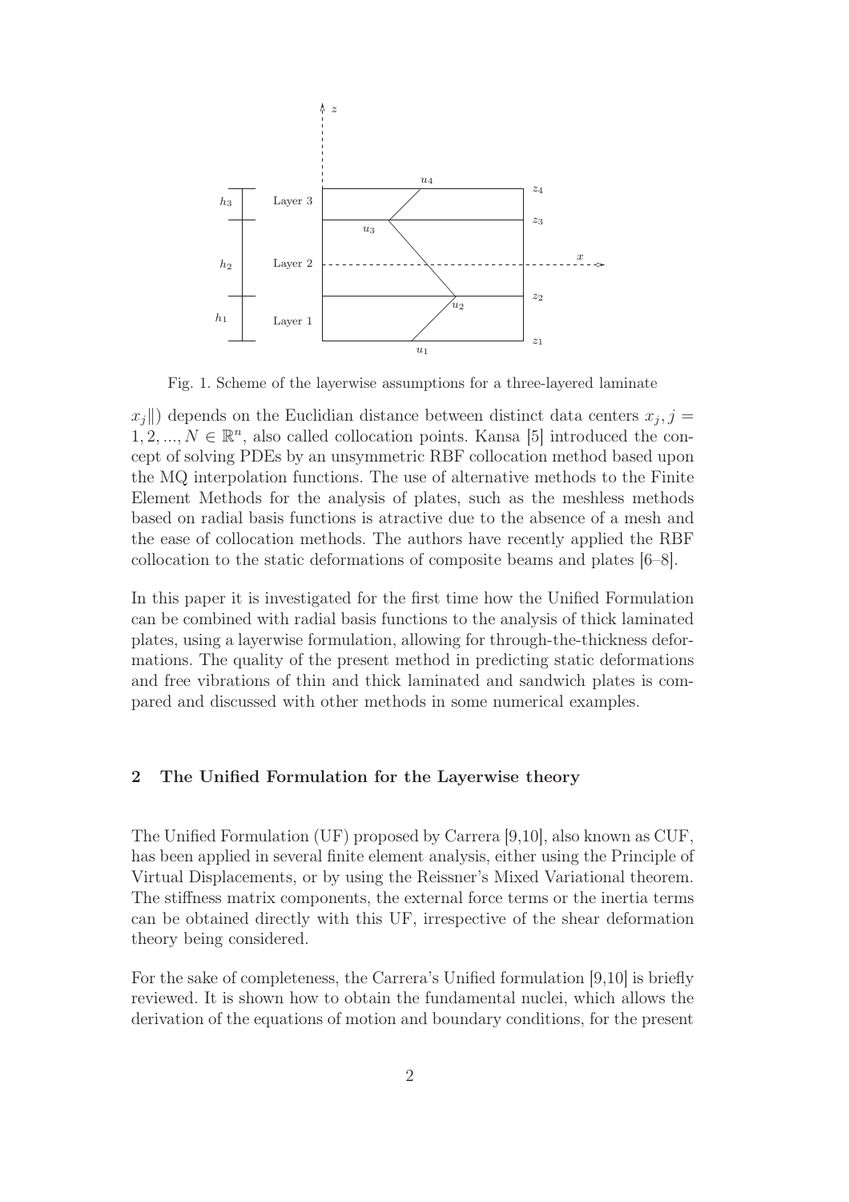Fig. 1. Scheme of the layerwise assumptions for a three-layered laminate

$x_j\|$) depends on the Euclidian distance between distinct data centers $x_j, j = 1, 2, ..., N \in \mathbb{R}^n$, also called collocation points. Kansa [5] introduced the concept of solving PDEs by an unsymmetric RBF collocation method based upon the MQ interpolation functions. The use of alternative methods to the Finite Element Methods for the analysis of plates, such as the meshless methods based on radial basis functions is atractive due to the absence of a mesh and the ease of collocation methods. The authors have recently applied the RBF collocation to the static deformations of composite beams and plates [6–8].

In this paper it is investigated for the first time how the Unified Formulation can be combined with radial basis functions to the analysis of thick laminated plates, using a layerwise formulation, allowing for through-the-thickness deformations. The quality of the present method in predicting static deformations and free vibrations of thin and thick laminated and sandwich plates is compared and discussed with other methods in some numerical examples.

## 2 The Unified Formulation for the Layerwise theory

The Unified Formulation (UF) proposed by Carrera [9,10], also known as CUF, has been applied in several finite element analysis, either using the Principle of Virtual Displacements, or by using the Reissner's Mixed Variational theorem. The stiffness matrix components, the external force terms or the inertia terms can be obtained directly with this UF, irrespective of the shear deformation theory being considered.

For the sake of completeness, the Carrera's Unified formulation [9,10] is briefly reviewed. It is shown how to obtain the fundamental nuclei, which allows the derivation of the equations of motion and boundary conditions, for the present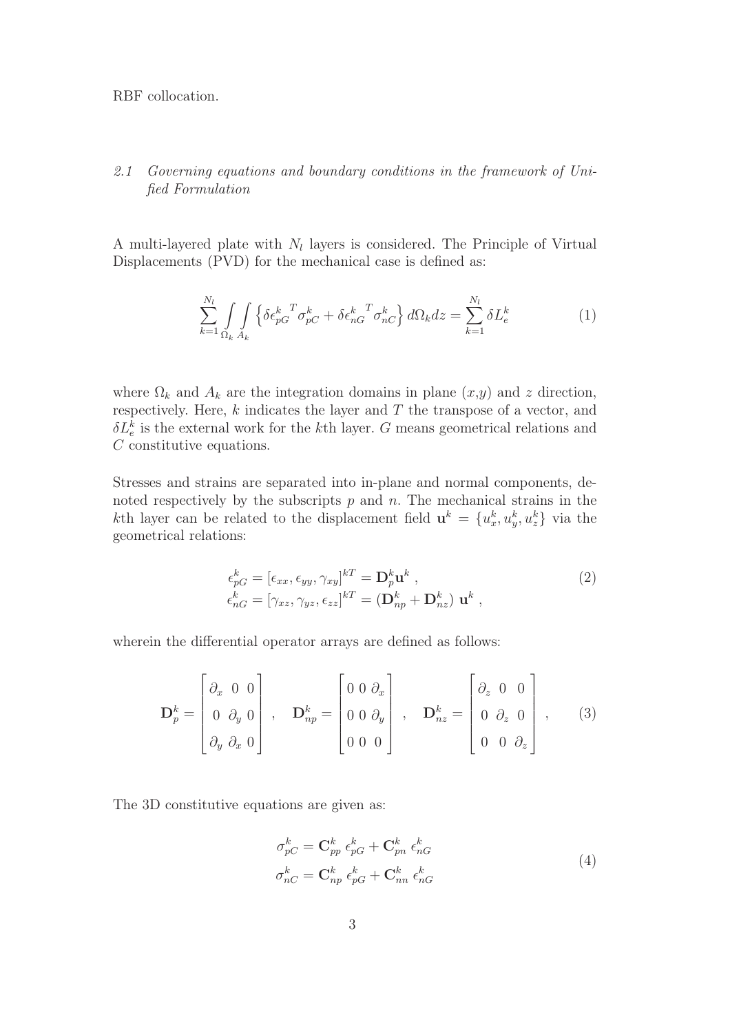RBF collocation.

### *2.1 Governing equations and boundary conditions in the framework of Unified Formulation*

A multi-layered plate with $N_l$ layers is considered. The Principle of Virtual Displacements (PVD) for the mechanical case is defined as:

$$\sum_{k=1}^{N_l} \int_{\Omega_k} \int_{A_k} \left\{ \delta \epsilon_{pG}^{k\ T} \sigma_{pC}^k + \delta \epsilon_{nG}^{k\ T} \sigma_{nC}^k \right\} d\Omega_k dz = \sum_{k=1}^{N_l} \delta L_e^k \tag{1}$$

where $\Omega_k$ and $A_k$ are the integration domains in plane $(x,y)$ and $z$ direction, respectively. Here, $k$ indicates the layer and $T$ the transpose of a vector, and $\delta L_e^k$ is the external work for the $k$th layer. $G$ means geometrical relations and $C$ constitutive equations.

Stresses and strains are separated into in-plane and normal components, denoted respectively by the subscripts $p$ and $n$. The mechanical strains in the $k$th layer can be related to the displacement field $\mathbf{u}^k = \{u_x^k, u_y^k, u_z^k\}$ via the geometrical relations:

$$\begin{aligned} \epsilon_{pG}^k &= [\epsilon_{xx}, \epsilon_{yy}, \gamma_{xy}]^{kT} = \mathbf{D}_p^k \mathbf{u}^k \ , \\ \epsilon_{nG}^k &= [\gamma_{xz}, \gamma_{yz}, \epsilon_{zz}]^{kT} = (\mathbf{D}_{np}^k + \mathbf{D}_{nz}^k) \ \mathbf{u}^k \ , \end{aligned} \tag{2}$$

wherein the differential operator arrays are defined as follows:

$$\mathbf{D}_p^k = \begin{bmatrix} \partial_x & 0 & 0 \\ 0 & \partial_y & 0 \\ \partial_y & \partial_x & 0 \end{bmatrix} , \quad \mathbf{D}_{np}^k = \begin{bmatrix} 0 & 0 & \partial_x \\ 0 & 0 & \partial_y \\ 0 & 0 & 0 \end{bmatrix} , \quad \mathbf{D}_{nz}^k = \begin{bmatrix} \partial_z & 0 & 0 \\ 0 & \partial_z & 0 \\ 0 & 0 & \partial_z \end{bmatrix} , \tag{3}$$

The 3D constitutive equations are given as:

$$\begin{aligned} \sigma_{pC}^k &= \mathbf{C}_{pp}^k \ \epsilon_{pG}^k + \mathbf{C}_{pn}^k \ \epsilon_{nG}^k \\ \sigma_{nC}^k &= \mathbf{C}_{np}^k \ \epsilon_{pG}^k + \mathbf{C}_{nn}^k \ \epsilon_{nG}^k \end{aligned} \tag{4}$$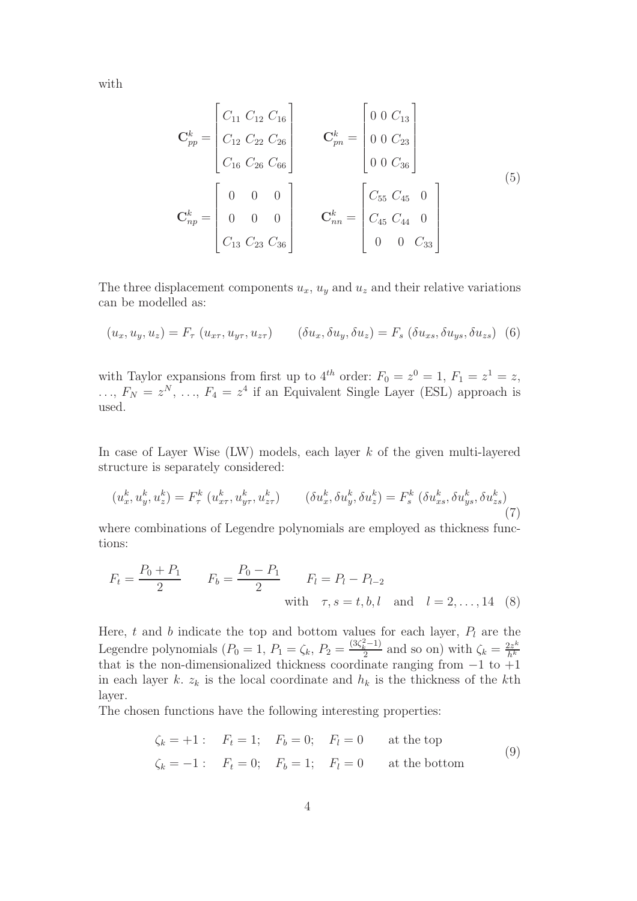with

$$
\mathbf{C}_{pp}^{k} = \begin{bmatrix} C_{11} & C_{12} & C_{16} \\ C_{12} & C_{22} & C_{26} \\ C_{16} & C_{26} & C_{66} \end{bmatrix} \qquad \mathbf{C}_{pn}^{k} = \begin{bmatrix} 0 & 0 & C_{13} \\ 0 & 0 & C_{23} \\ 0 & 0 & C_{36} \end{bmatrix}
$$

$$
\mathbf{C}_{np}^{k} = \begin{bmatrix} 0 & 0 & 0 \\ 0 & 0 & 0 \\ C_{13} & C_{23} & C_{36} \end{bmatrix} \qquad \mathbf{C}_{nn}^{k} = \begin{bmatrix} C_{55} & C_{45} & 0 \\ C_{45} & C_{44} & 0 \\ 0 & 0 & C_{33} \end{bmatrix} \tag{5}
$$

The three displacement components $u_x$, $u_y$ and $u_z$ and their relative variations can be modelled as:

$$
(u_x, u_y, u_z) = F_\tau \, (u_{x\tau}, u_{y\tau}, u_{z\tau}) \qquad (\delta u_x, \delta u_y, \delta u_z) = F_s \, (\delta u_{xs}, \delta u_{ys}, \delta u_{zs}) \tag{6}
$$

with Taylor expansions from first up to $4^{th}$ order: $F_0 = z^0 = 1$, $F_1 = z^1 = z$, $\ldots$, $F_N = z^N$, $\ldots$, $F_4 = z^4$ if an Equivalent Single Layer (ESL) approach is used.

In case of Layer Wise (LW) models, each layer $k$ of the given multi-layered structure is separately considered:

$$
(u_x^k, u_y^k, u_z^k) = F_\tau^k \, (u_{x\tau}^k, u_{y\tau}^k, u_{z\tau}^k) \qquad (\delta u_x^k, \delta u_y^k, \delta u_z^k) = F_s^k \, (\delta u_{xs}^k, \delta u_{ys}^k, \delta u_{zs}^k) \tag{7}
$$

where combinations of Legendre polynomials are employed as thickness functions:

$$
F_t = \frac{P_0 + P_1}{2} \qquad F_b = \frac{P_0 - P_1}{2} \qquad F_l = P_l - P_{l-2} \qquad \text{with} \quad \tau, s = t, b, l \quad \text{and} \quad l = 2, \ldots, 14 \tag{8}
$$

Here, $t$ and $b$ indicate the top and bottom values for each layer, $P_l$ are the Legendre polynomials ($P_0 = 1$, $P_1 = \zeta_k$, $P_2 = \frac{(3\zeta_k^2 - 1)}{2}$ and so on) with $\zeta_k = \frac{2z^k}{h^k}$ that is the non-dimensionalized thickness coordinate ranging from $-1$ to $+1$ in each layer $k$. $z_k$ is the local coordinate and $h_k$ is the thickness of the $k$th layer.

The chosen functions have the following interesting properties:

$$
\begin{aligned}
\zeta_k = +1 : \quad & F_t = 1; \quad F_b = 0; \quad F_l = 0 \qquad \text{at the top} \\
\zeta_k = -1 : \quad & F_t = 0; \quad F_b = 1; \quad F_l = 0 \qquad \text{at the bottom}
\end{aligned} \tag{9}
$$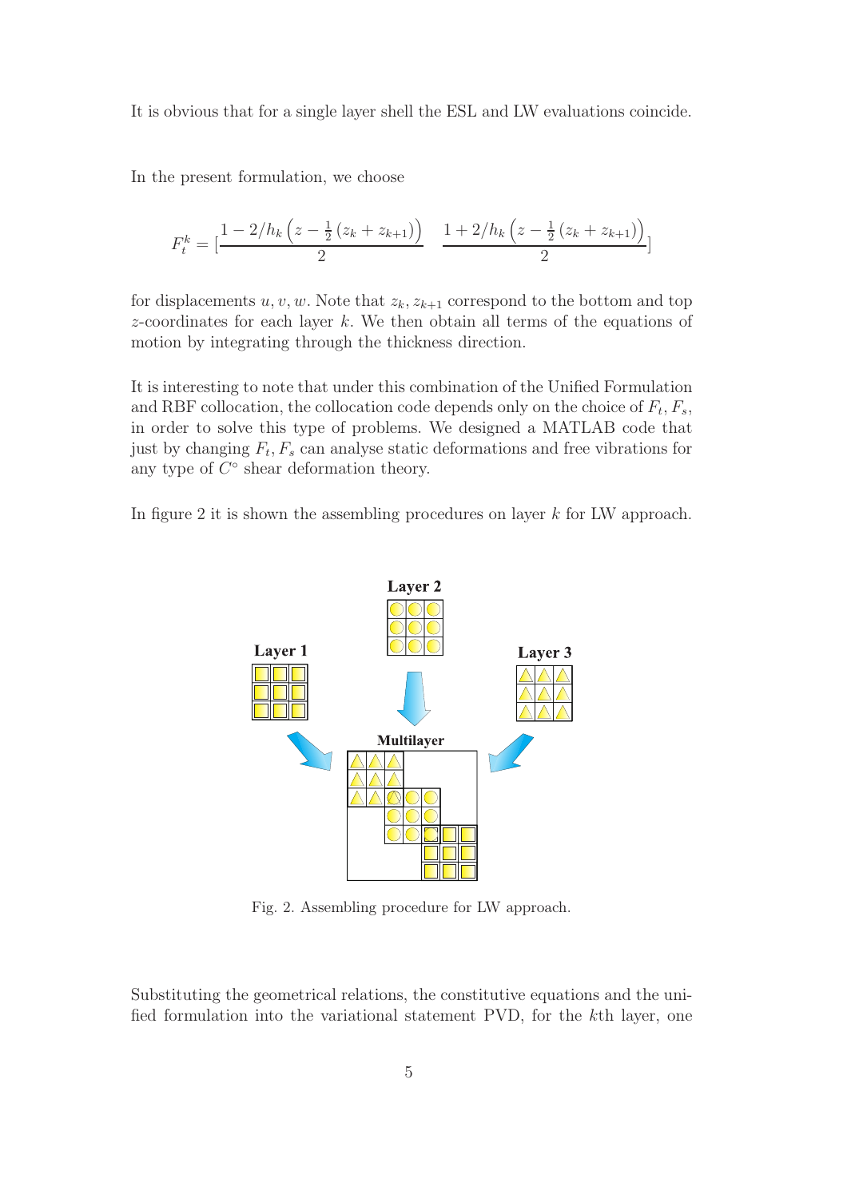It is obvious that for a single layer shell the ESL and LW evaluations coincide.

In the present formulation, we choose

$$F_t^k = [\frac{1 - 2/h_k\left(z - \frac{1}{2}\left(z_k + z_{k+1}\right)\right)}{2} \quad \frac{1 + 2/h_k\left(z - \frac{1}{2}\left(z_k + z_{k+1}\right)\right)}{2}]$$

for displacements $u, v, w$. Note that $z_k, z_{k+1}$ correspond to the bottom and top $z$-coordinates for each layer $k$. We then obtain all terms of the equations of motion by integrating through the thickness direction.

It is interesting to note that under this combination of the Unified Formulation and RBF collocation, the collocation code depends only on the choice of $F_t, F_s$, in order to solve this type of problems. We designed a MATLAB code that just by changing $F_t, F_s$ can analyse static deformations and free vibrations for any type of $C^\circ$ shear deformation theory.

In figure 2 it is shown the assembling procedures on layer $k$ for LW approach.

Fig. 2. Assembling procedure for LW approach.

Substituting the geometrical relations, the constitutive equations and the unified formulation into the variational statement PVD, for the $k$th layer, one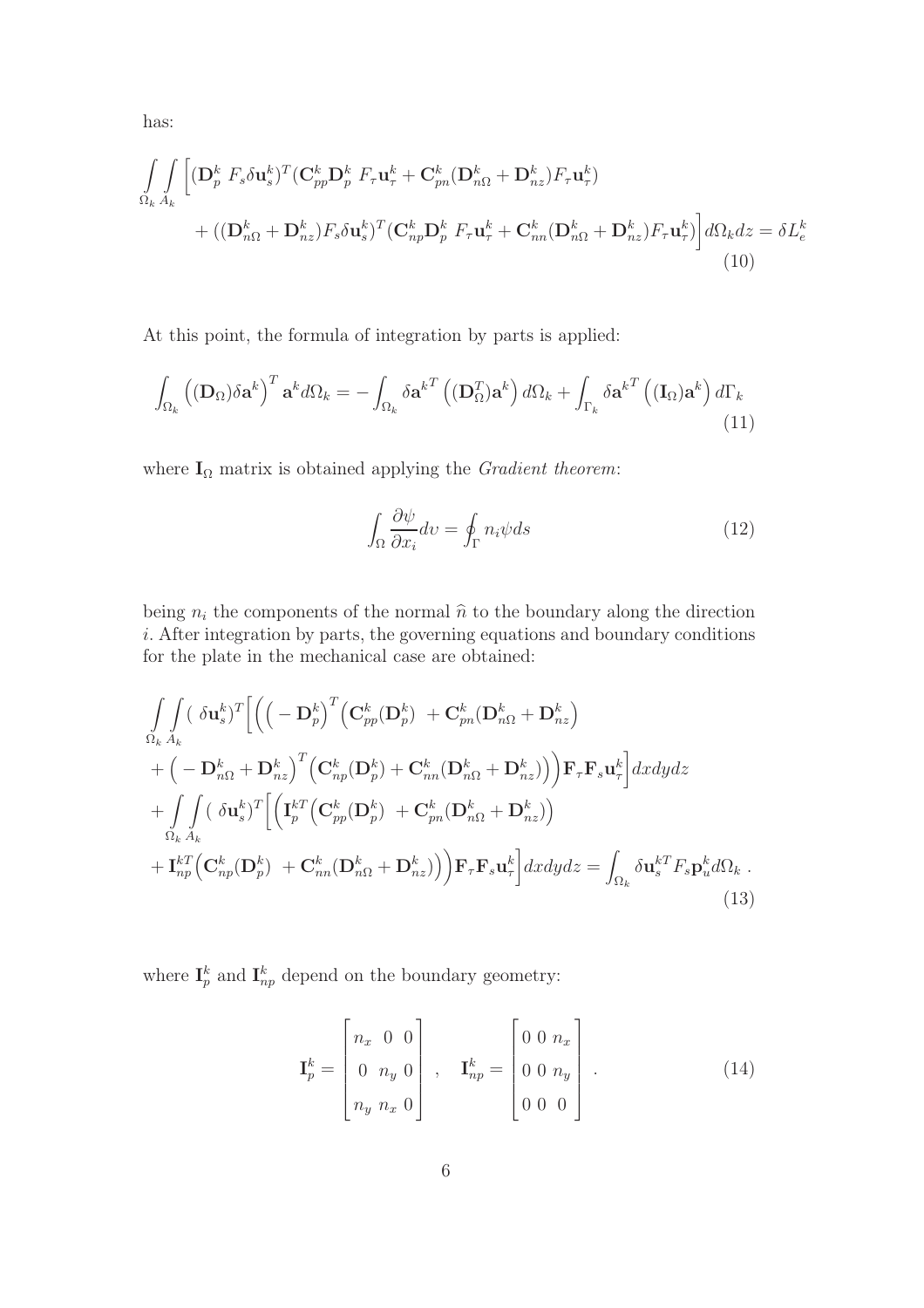has:

$$
\begin{aligned}
&\int_{\Omega_k}\int_{A_k}\Big[(\mathbf{D}_p^k\ F_s\delta\mathbf{u}_s^k)^T(\mathbf{C}_{pp}^k\mathbf{D}_p^k\ F_\tau\mathbf{u}_\tau^k+\mathbf{C}_{pn}^k(\mathbf{D}_{n\Omega}^k+\mathbf{D}_{nz}^k)F_\tau\mathbf{u}_\tau^k)\\
&\qquad+((\mathbf{D}_{n\Omega}^k+\mathbf{D}_{nz}^k)F_s\delta\mathbf{u}_s^k)^T(\mathbf{C}_{np}^k\mathbf{D}_p^k\ F_\tau\mathbf{u}_\tau^k+\mathbf{C}_{nn}^k(\mathbf{D}_{n\Omega}^k+\mathbf{D}_{nz}^k)F_\tau\mathbf{u}_\tau^k)\Big]d\Omega_k dz=\delta L_e^k
\end{aligned}
\tag{10}
$$

At this point, the formula of integration by parts is applied:

$$
\int_{\Omega_k}\left((\mathbf{D}_\Omega)\delta\mathbf{a}^k\right)^T\mathbf{a}^k d\Omega_k=-\int_{\Omega_k}\delta\mathbf{a}^{kT}\left((\mathbf{D}_\Omega^T)\mathbf{a}^k\right)d\Omega_k+\int_{\Gamma_k}\delta\mathbf{a}^{kT}\left((\mathbf{I}_\Omega)\mathbf{a}^k\right)d\Gamma_k
\tag{11}
$$

where $\mathbf{I}_\Omega$ matrix is obtained applying the *Gradient theorem*:

$$
\int_\Omega\frac{\partial\psi}{\partial x_i}d\upsilon=\oint_\Gamma n_i\psi ds
\tag{12}
$$

being $n_i$ the components of the normal $\widehat{n}$ to the boundary along the direction $i$. After integration by parts, the governing equations and boundary conditions for the plate in the mechanical case are obtained:

$$
\begin{aligned}
&\int_{\Omega_k}\int_{A_k}(\ \delta\mathbf{u}_s^k)^T\Big[\Big(\Big(-\mathbf{D}_p^k\Big)^T\Big(\mathbf{C}_{pp}^k(\mathbf{D}_p^k)\ +\mathbf{C}_{pn}^k(\mathbf{D}_{n\Omega}^k+\mathbf{D}_{nz}^k\Big)\\
&+\Big(-\mathbf{D}_{n\Omega}^k+\mathbf{D}_{nz}^k\Big)^T\Big(\mathbf{C}_{np}^k(\mathbf{D}_p^k)+\mathbf{C}_{nn}^k(\mathbf{D}_{n\Omega}^k+\mathbf{D}_{nz}^k)\Big)\Big)\mathbf{F}_\tau\mathbf{F}_s\mathbf{u}_\tau^k\Big]dxdydz\\
&+\int_{\Omega_k}\int_{A_k}(\ \delta\mathbf{u}_s^k)^T\Big[\Big(\mathbf{I}_p^{kT}\Big(\mathbf{C}_{pp}^k(\mathbf{D}_p^k)\ +\mathbf{C}_{pn}^k(\mathbf{D}_{n\Omega}^k+\mathbf{D}_{nz}^k)\Big)\\
&+\mathbf{I}_{np}^{kT}\Big(\mathbf{C}_{np}^k(\mathbf{D}_p^k)\ +\mathbf{C}_{nn}^k(\mathbf{D}_{n\Omega}^k+\mathbf{D}_{nz}^k)\Big)\Big)\mathbf{F}_\tau\mathbf{F}_s\mathbf{u}_\tau^k\Big]dxdydz=\int_{\Omega_k}\delta\mathbf{u}_s^{kT}F_s\mathbf{p}_u^k d\Omega_k\ .
\end{aligned}
\tag{13}
$$

where $\mathbf{I}_p^k$ and $\mathbf{I}_{np}^k$ depend on the boundary geometry:

$$
\mathbf{I}_p^k=\begin{bmatrix} n_x & 0 & 0\\ 0 & n_y & 0\\ n_y & n_x & 0\end{bmatrix}\ ,\quad \mathbf{I}_{np}^k=\begin{bmatrix} 0 & 0 & n_x\\ 0 & 0 & n_y\\ 0 & 0 & 0\end{bmatrix}\ .
\tag{14}
$$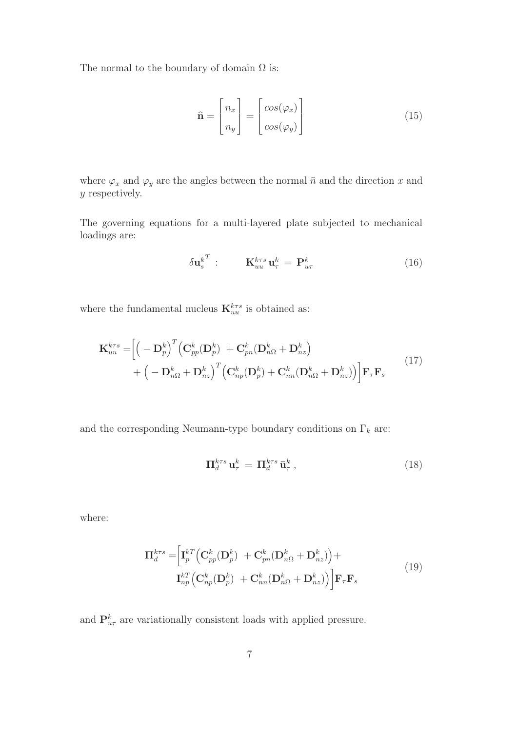The normal to the boundary of domain $\Omega$ is:

$$
\widehat{\mathbf{n}} = \begin{bmatrix} n_x \\ n_y \end{bmatrix} = \begin{bmatrix} cos(\varphi_x) \\ cos(\varphi_y) \end{bmatrix} \tag{15}
$$

where $\varphi_x$ and $\varphi_y$ are the angles between the normal $\hat{n}$ and the direction $x$ and $y$ respectively.

The governing equations for a multi-layered plate subjected to mechanical loadings are:

$$
\delta \mathbf{u}_s^{k^T} : \qquad \mathbf{K}_{uu}^{k\tau s} \, \mathbf{u}_\tau^k \, = \, \mathbf{P}_{u\tau}^k \tag{16}
$$

where the fundamental nucleus $\mathbf{K}_{uu}^{k\tau s}$ is obtained as:

$$
\begin{aligned}
\mathbf{K}_{uu}^{k\tau s} = & \Big[ \Big( -\mathbf{D}_p^k \Big)^T \Big( \mathbf{C}_{pp}^k (\mathbf{D}_p^k) \; + \mathbf{C}_{pn}^k (\mathbf{D}_{n\Omega}^k + \mathbf{D}_{nz}^k \Big) \\
& + \Big( -\mathbf{D}_{n\Omega}^k + \mathbf{D}_{nz}^k \Big)^T \Big( \mathbf{C}_{np}^k (\mathbf{D}_p^k) + \mathbf{C}_{nn}^k (\mathbf{D}_{n\Omega}^k + \mathbf{D}_{nz}^k) \Big) \Big] \mathbf{F}_\tau \mathbf{F}_s
\end{aligned} \tag{17}
$$

and the corresponding Neumann-type boundary conditions on $\Gamma_k$ are:

$$
\mathbf{\Pi}_d^{k\tau s} \, \mathbf{u}_\tau^k \, = \, \mathbf{\Pi}_d^{k\tau s} \, \bar{\mathbf{u}}_\tau^k \, , \tag{18}
$$

where:

$$
\begin{aligned}
\mathbf{\Pi}_d^{k\tau s} = & \Big[ \mathbf{I}_p^{kT} \Big( \mathbf{C}_{pp}^k (\mathbf{D}_p^k) \; + \mathbf{C}_{pn}^k (\mathbf{D}_{n\Omega}^k + \mathbf{D}_{nz}^k) \Big) + \\
& \mathbf{I}_{np}^{kT} \Big( \mathbf{C}_{np}^k (\mathbf{D}_p^k) \; + \mathbf{C}_{nn}^k (\mathbf{D}_{n\Omega}^k + \mathbf{D}_{nz}^k) \Big) \Big] \mathbf{F}_\tau \mathbf{F}_s
\end{aligned} \tag{19}
$$

and $\mathbf{P}_{u\tau}^k$ are variationally consistent loads with applied pressure.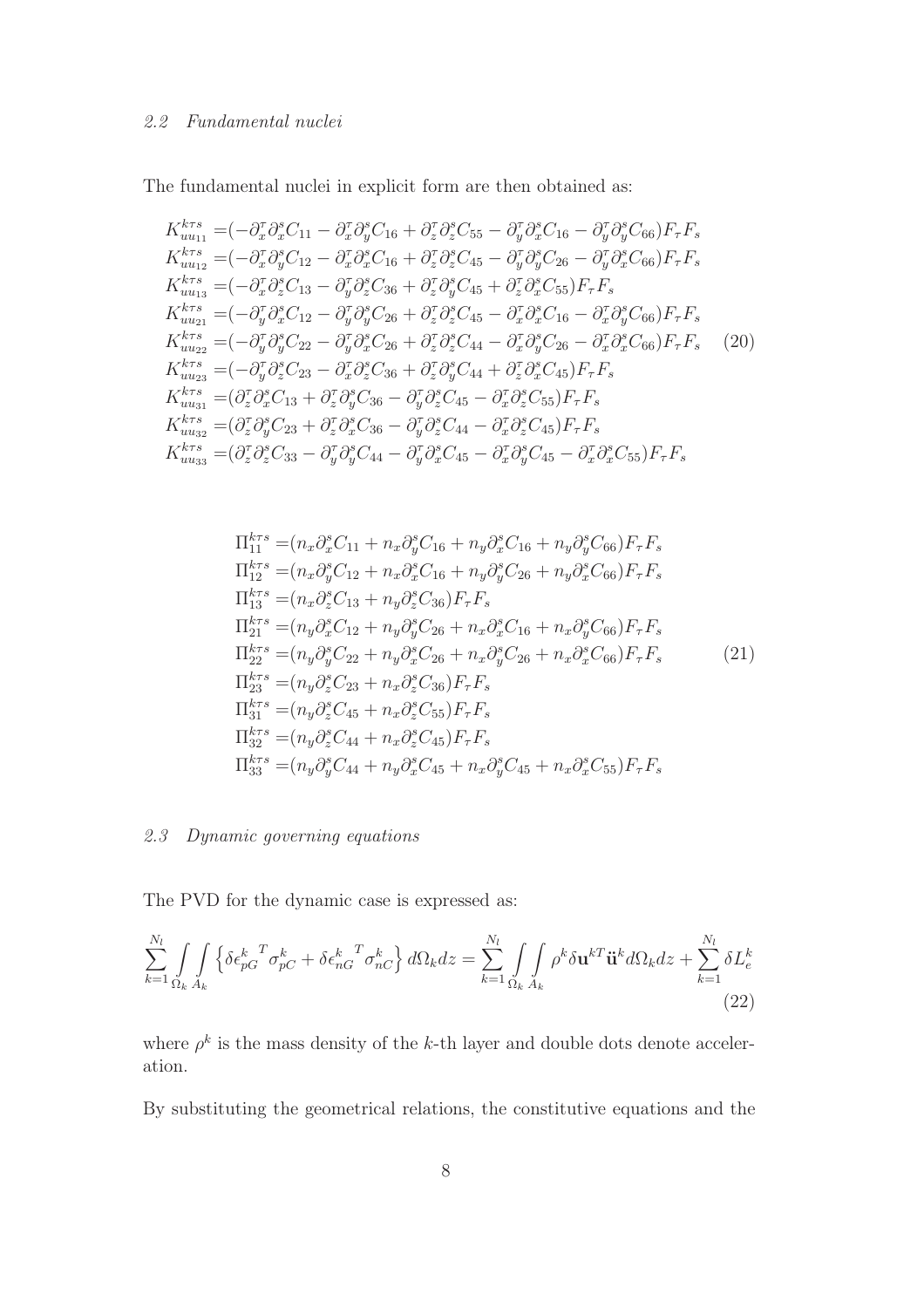### 2.2 Fundamental nuclei

The fundamental nuclei in explicit form are then obtained as:

$$
\begin{aligned}
K^{k\tau s}_{uu_{11}} =&(-\partial^\tau_x\partial^s_x C_{11} - \partial^\tau_x\partial^s_y C_{16} + \partial^\tau_z\partial^s_z C_{55} - \partial^\tau_y\partial^s_x C_{16} - \partial^\tau_y\partial^s_y C_{66})F_\tau F_s \\
K^{k\tau s}_{uu_{12}} =&(-\partial^\tau_x\partial^s_y C_{12} - \partial^\tau_x\partial^s_x C_{16} + \partial^\tau_z\partial^s_z C_{45} - \partial^\tau_y\partial^s_y C_{26} - \partial^\tau_y\partial^s_x C_{66})F_\tau F_s \\
K^{k\tau s}_{uu_{13}} =&(-\partial^\tau_x\partial^s_z C_{13} - \partial^\tau_y\partial^s_z C_{36} + \partial^\tau_z\partial^s_y C_{45} + \partial^\tau_z\partial^s_x C_{55})F_\tau F_s \\
K^{k\tau s}_{uu_{21}} =&(-\partial^\tau_y\partial^s_x C_{12} - \partial^\tau_y\partial^s_y C_{26} + \partial^\tau_z\partial^s_z C_{45} - \partial^\tau_x\partial^s_x C_{16} - \partial^\tau_x\partial^s_y C_{66})F_\tau F_s \\
K^{k\tau s}_{uu_{22}} =&(-\partial^\tau_y\partial^s_y C_{22} - \partial^\tau_y\partial^s_x C_{26} + \partial^\tau_z\partial^s_z C_{44} - \partial^\tau_x\partial^s_y C_{26} - \partial^\tau_x\partial^s_x C_{66})F_\tau F_s \\
K^{k\tau s}_{uu_{23}} =&(-\partial^\tau_y\partial^s_z C_{23} - \partial^\tau_x\partial^s_z C_{36} + \partial^\tau_z\partial^s_y C_{44} + \partial^\tau_z\partial^s_x C_{45})F_\tau F_s \\
K^{k\tau s}_{uu_{31}} =&(\partial^\tau_z\partial^s_x C_{13} + \partial^\tau_z\partial^s_y C_{36} - \partial^\tau_y\partial^s_z C_{45} - \partial^\tau_x\partial^s_z C_{55})F_\tau F_s \\
K^{k\tau s}_{uu_{32}} =&(\partial^\tau_z\partial^s_y C_{23} + \partial^\tau_z\partial^s_x C_{36} - \partial^\tau_y\partial^s_z C_{44} - \partial^\tau_x\partial^s_z C_{45})F_\tau F_s \\
K^{k\tau s}_{uu_{33}} =&(\partial^\tau_z\partial^s_z C_{33} - \partial^\tau_y\partial^s_y C_{44} - \partial^\tau_y\partial^s_x C_{45} - \partial^\tau_x\partial^s_y C_{45} - \partial^\tau_x\partial^s_x C_{55})F_\tau F_s
\end{aligned}
\tag{20}
$$

$$
\begin{aligned}
\Pi^{k\tau s}_{11} =&(n_x\partial^s_x C_{11} + n_x\partial^s_y C_{16} + n_y\partial^s_x C_{16} + n_y\partial^s_y C_{66})F_\tau F_s \\
\Pi^{k\tau s}_{12} =&(n_x\partial^s_y C_{12} + n_x\partial^s_x C_{16} + n_y\partial^s_y C_{26} + n_y\partial^s_x C_{66})F_\tau F_s \\
\Pi^{k\tau s}_{13} =&(n_x\partial^s_z C_{13} + n_y\partial^s_z C_{36})F_\tau F_s \\
\Pi^{k\tau s}_{21} =&(n_y\partial^s_x C_{12} + n_y\partial^s_y C_{26} + n_x\partial^s_x C_{16} + n_x\partial^s_y C_{66})F_\tau F_s \\
\Pi^{k\tau s}_{22} =&(n_y\partial^s_y C_{22} + n_y\partial^s_x C_{26} + n_x\partial^s_y C_{26} + n_x\partial^s_x C_{66})F_\tau F_s \\
\Pi^{k\tau s}_{23} =&(n_y\partial^s_z C_{23} + n_x\partial^s_z C_{36})F_\tau F_s \\
\Pi^{k\tau s}_{31} =&(n_y\partial^s_z C_{45} + n_x\partial^s_z C_{55})F_\tau F_s \\
\Pi^{k\tau s}_{32} =&(n_y\partial^s_z C_{44} + n_x\partial^s_z C_{45})F_\tau F_s \\
\Pi^{k\tau s}_{33} =&(n_y\partial^s_y C_{44} + n_y\partial^s_x C_{45} + n_x\partial^s_y C_{45} + n_x\partial^s_x C_{55})F_\tau F_s
\end{aligned}
\tag{21}
$$

### 2.3 Dynamic governing equations

The PVD for the dynamic case is expressed as:

$$
\sum_{k=1}^{N_l} \int_{\Omega_k}\int_{A_k} \left\{ \delta{\epsilon^k_{pG}}^T \sigma^k_{pC} + \delta{\epsilon^k_{nG}}^T \sigma^k_{nC} \right\} d\Omega_k dz = \sum_{k=1}^{N_l} \int_{\Omega_k}\int_{A_k} \rho^k \delta\mathbf{u}^{kT} \ddot{\mathbf{u}}^k d\Omega_k dz + \sum_{k=1}^{N_l} \delta L^k_e
\tag{22}
$$

where $\rho^k$ is the mass density of the $k$-th layer and double dots denote acceleration.

By substituting the geometrical relations, the constitutive equations and the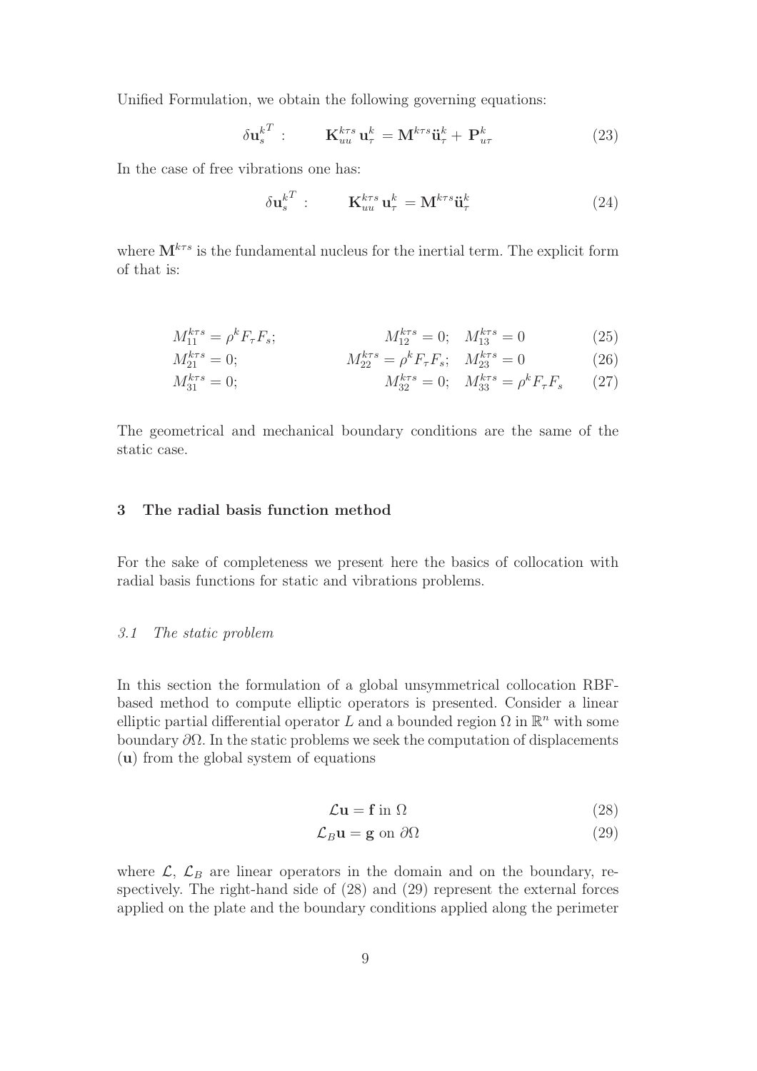Unified Formulation, we obtain the following governing equations:

$$\delta \mathbf{u}_s^{k^T} : \qquad \mathbf{K}_{uu}^{k\tau s}\, \mathbf{u}_\tau^k = \mathbf{M}^{k\tau s}\ddot{\mathbf{u}}_\tau^k + \mathbf{P}_{u\tau}^k \tag{23}$$

In the case of free vibrations one has:

$$\delta \mathbf{u}_s^{k^T} : \qquad \mathbf{K}_{uu}^{k\tau s}\, \mathbf{u}_\tau^k = \mathbf{M}^{k\tau s}\ddot{\mathbf{u}}_\tau^k \tag{24}$$

where $\mathbf{M}^{k\tau s}$ is the fundamental nucleus for the inertial term. The explicit form of that is:

$$M_{11}^{k\tau s} = \rho^k F_\tau F_s; \qquad M_{12}^{k\tau s} = 0; \quad M_{13}^{k\tau s} = 0 \tag{25}$$

$$M_{21}^{k\tau s} = 0; \qquad M_{22}^{k\tau s} = \rho^k F_\tau F_s; \quad M_{23}^{k\tau s} = 0 \tag{26}$$

$$M_{31}^{k\tau s} = 0; \qquad M_{32}^{k\tau s} = 0; \quad M_{33}^{k\tau s} = \rho^k F_\tau F_s \tag{27}$$

The geometrical and mechanical boundary conditions are the same of the static case.

## 3 The radial basis function method

For the sake of completeness we present here the basics of collocation with radial basis functions for static and vibrations problems.

### 3.1 The static problem

In this section the formulation of a global unsymmetrical collocation RBF-based method to compute elliptic operators is presented. Consider a linear elliptic partial differential operator $L$ and a bounded region $\Omega$ in $\mathbb{R}^n$ with some boundary $\partial\Omega$. In the static problems we seek the computation of displacements ($\mathbf{u}$) from the global system of equations

$$\mathcal{L}\mathbf{u} = \mathbf{f} \text{ in } \Omega \tag{28}$$

$$\mathcal{L}_B\mathbf{u} = \mathbf{g} \text{ on } \partial\Omega \tag{29}$$

where $\mathcal{L}$, $\mathcal{L}_B$ are linear operators in the domain and on the boundary, respectively. The right-hand side of (28) and (29) represent the external forces applied on the plate and the boundary conditions applied along the perimeter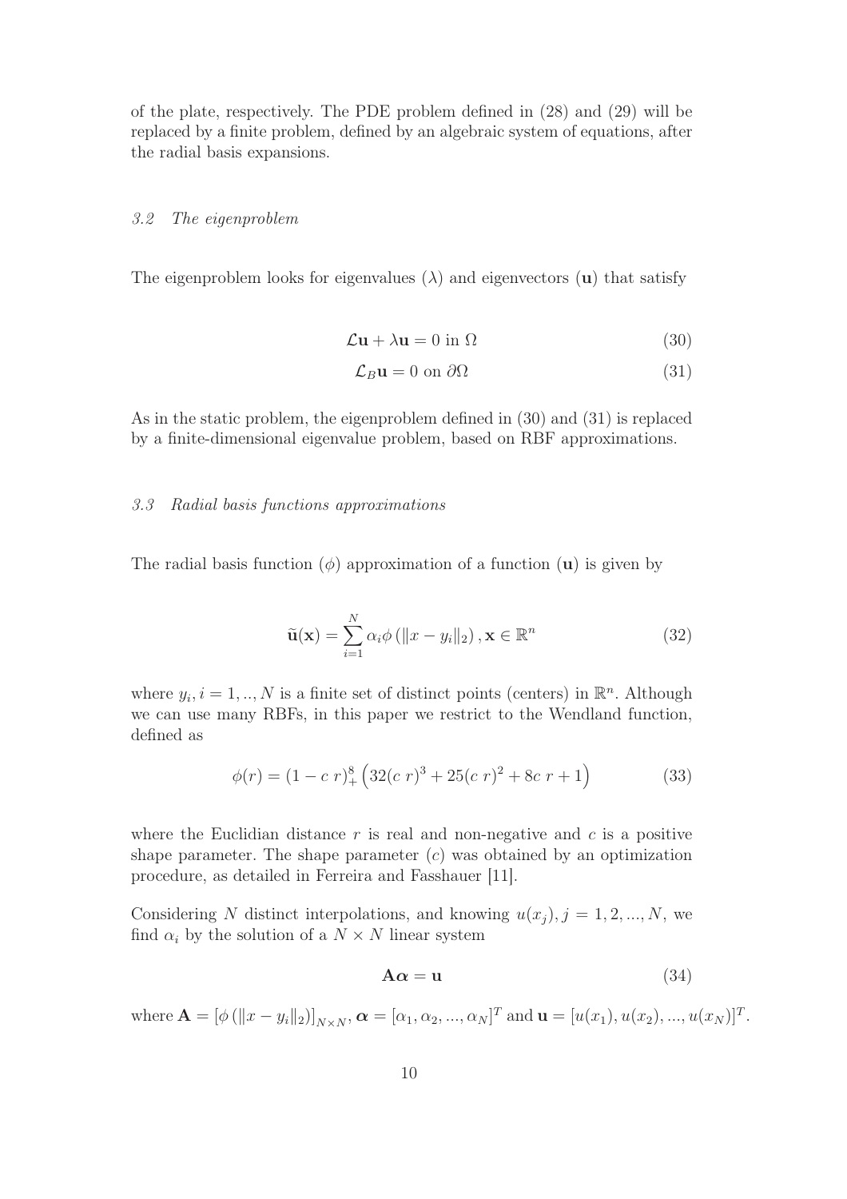of the plate, respectively. The PDE problem defined in (28) and (29) will be replaced by a finite problem, defined by an algebraic system of equations, after the radial basis expansions.

### *3.2 The eigenproblem*

The eigenproblem looks for eigenvalues ($\lambda$) and eigenvectors ($\mathbf{u}$) that satisfy

$$\mathcal{L}\mathbf{u} + \lambda \mathbf{u} = 0 \text{ in } \Omega \tag{30}$$

$$\mathcal{L}_B \mathbf{u} = 0 \text{ on } \partial\Omega \tag{31}$$

As in the static problem, the eigenproblem defined in (30) and (31) is replaced by a finite-dimensional eigenvalue problem, based on RBF approximations.

### *3.3 Radial basis functions approximations*

The radial basis function ($\phi$) approximation of a function ($\mathbf{u}$) is given by

$$\widetilde{\mathbf{u}}(\mathbf{x}) = \sum_{i=1}^{N} \alpha_i \phi\left(\|x - y_i\|_2\right), \mathbf{x} \in \mathbb{R}^n \tag{32}$$

where $y_i, i = 1, .., N$ is a finite set of distinct points (centers) in $\mathbb{R}^n$. Although we can use many RBFs, in this paper we restrict to the Wendland function, defined as

$$\phi(r) = (1 - c\ r)_+^8 \left(32(c\ r)^3 + 25(c\ r)^2 + 8c\ r + 1\right) \tag{33}$$

where the Euclidian distance $r$ is real and non-negative and $c$ is a positive shape parameter. The shape parameter ($c$) was obtained by an optimization procedure, as detailed in Ferreira and Fasshauer [11].

Considering $N$ distinct interpolations, and knowing $u(x_j), j = 1, 2, ..., N$, we find $\alpha_i$ by the solution of a $N \times N$ linear system

$$\mathbf{A}\boldsymbol{\alpha} = \mathbf{u} \tag{34}$$

where $\mathbf{A} = \left[\phi\left(\|x - y_i\|_2\right)\right]_{N \times N}$, $\boldsymbol{\alpha} = [\alpha_1, \alpha_2, ..., \alpha_N]^T$ and $\mathbf{u} = [u(x_1), u(x_2), ..., u(x_N)]^T$.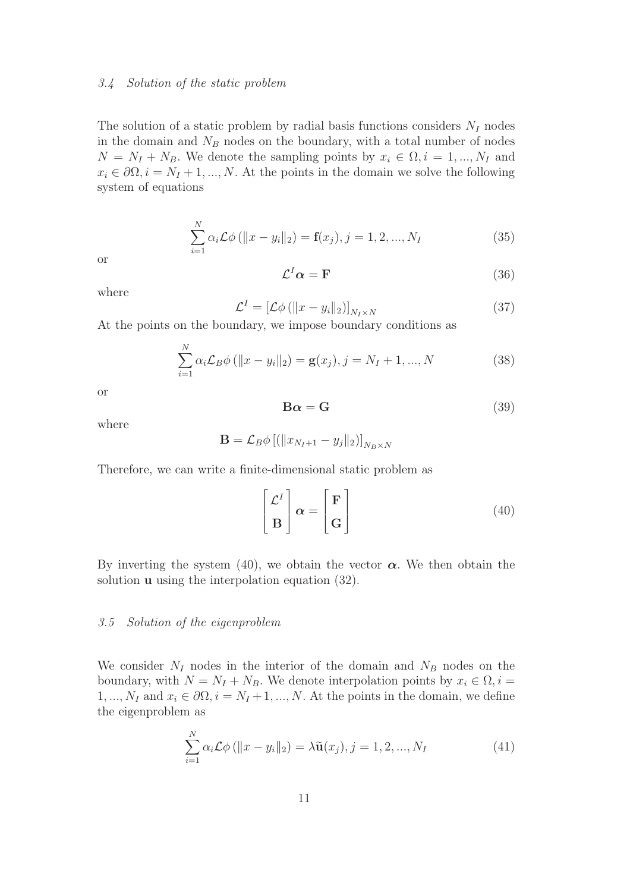### 3.4 Solution of the static problem

The solution of a static problem by radial basis functions considers $N_I$ nodes in the domain and $N_B$ nodes on the boundary, with a total number of nodes $N = N_I + N_B$. We denote the sampling points by $x_i \in \Omega, i = 1, ..., N_I$ and $x_i \in \partial\Omega, i = N_I + 1, ..., N$. At the points in the domain we solve the following system of equations

$$\sum_{i=1}^{N} \alpha_i \mathcal{L}\phi \left(\|x - y_i\|_2\right) = \mathbf{f}(x_j), j = 1, 2, ..., N_I \tag{35}$$

or

$$\mathcal{L}^I \boldsymbol{\alpha} = \mathbf{F} \tag{36}$$

where

$$\mathcal{L}^I = \left[\mathcal{L}\phi \left(\|x - y_i\|_2\right)\right]_{N_I \times N} \tag{37}$$

At the points on the boundary, we impose boundary conditions as

$$\sum_{i=1}^{N} \alpha_i \mathcal{L}_B \phi \left(\|x - y_i\|_2\right) = \mathbf{g}(x_j), j = N_I + 1, ..., N \tag{38}$$

or

$$\mathbf{B}\boldsymbol{\alpha} = \mathbf{G} \tag{39}$$

where

$$\mathbf{B} = \mathcal{L}_B \phi \left[ \left(\|x_{N_I+1} - y_j\|_2\right)\right]_{N_B \times N}$$

Therefore, we can write a finite-dimensional static problem as

$$\begin{bmatrix} \mathcal{L}^I \\ \mathbf{B} \end{bmatrix} \boldsymbol{\alpha} = \begin{bmatrix} \mathbf{F} \\ \mathbf{G} \end{bmatrix} \tag{40}$$

By inverting the system (40), we obtain the vector $\boldsymbol{\alpha}$. We then obtain the solution $\mathbf{u}$ using the interpolation equation (32).

### 3.5 Solution of the eigenproblem

We consider $N_I$ nodes in the interior of the domain and $N_B$ nodes on the boundary, with $N = N_I + N_B$. We denote interpolation points by $x_i \in \Omega, i = 1, ..., N_I$ and $x_i \in \partial\Omega, i = N_I + 1, ..., N$. At the points in the domain, we define the eigenproblem as

$$\sum_{i=1}^{N} \alpha_i \mathcal{L}\phi \left(\|x - y_i\|_2\right) = \lambda \widetilde{\mathbf{u}}(x_j), j = 1, 2, ..., N_I \tag{41}$$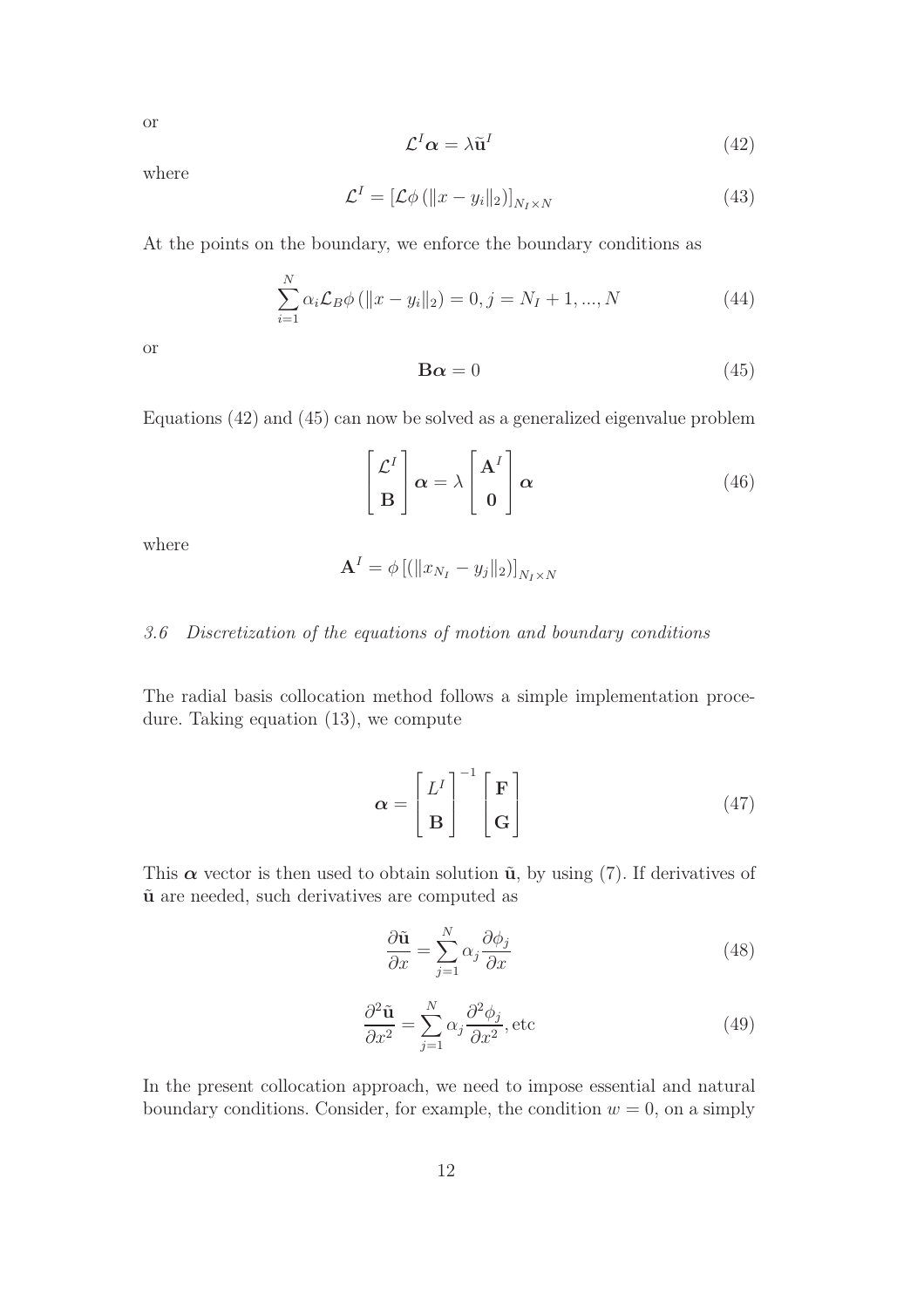or

$$\mathcal{L}^I \boldsymbol{\alpha} = \lambda \tilde{\mathbf{u}}^I \tag{42}$$

where

$$\mathcal{L}^I = \left[\mathcal{L}\phi\left(\|x - y_i\|_2\right)\right]_{N_I \times N} \tag{43}$$

At the points on the boundary, we enforce the boundary conditions as

$$\sum_{i=1}^{N} \alpha_i \mathcal{L}_B \phi\left(\|x - y_i\|_2\right) = 0, j = N_I + 1, ..., N \tag{44}$$

or

$$\mathbf{B}\boldsymbol{\alpha} = 0 \tag{45}$$

Equations (42) and (45) can now be solved as a generalized eigenvalue problem

$$\begin{bmatrix} \mathcal{L}^I \\ \mathbf{B} \end{bmatrix} \boldsymbol{\alpha} = \lambda \begin{bmatrix} \mathbf{A}^I \\ \mathbf{0} \end{bmatrix} \boldsymbol{\alpha} \tag{46}$$

where

$$\mathbf{A}^I = \phi\left[\left(\|x_{N_I} - y_j\|_2\right)\right]_{N_I \times N}$$

### *3.6 Discretization of the equations of motion and boundary conditions*

The radial basis collocation method follows a simple implementation procedure. Taking equation (13), we compute

$$\boldsymbol{\alpha} = \begin{bmatrix} L^I \\ \mathbf{B} \end{bmatrix}^{-1} \begin{bmatrix} \mathbf{F} \\ \mathbf{G} \end{bmatrix} \tag{47}$$

This $\boldsymbol{\alpha}$ vector is then used to obtain solution $\tilde{\mathbf{u}}$, by using (7). If derivatives of $\tilde{\mathbf{u}}$ are needed, such derivatives are computed as

$$\frac{\partial \tilde{\mathbf{u}}}{\partial x} = \sum_{j=1}^{N} \alpha_j \frac{\partial \phi_j}{\partial x} \tag{48}$$

$$\frac{\partial^2 \tilde{\mathbf{u}}}{\partial x^2} = \sum_{j=1}^{N} \alpha_j \frac{\partial^2 \phi_j}{\partial x^2}, \text{etc} \tag{49}$$

In the present collocation approach, we need to impose essential and natural boundary conditions. Consider, for example, the condition $w = 0$, on a simply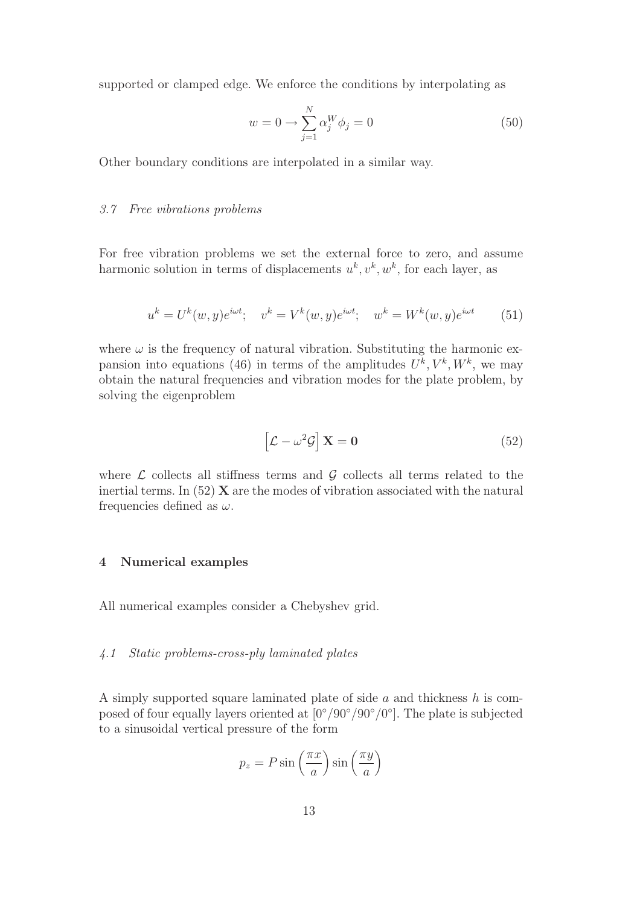supported or clamped edge. We enforce the conditions by interpolating as

$$w = 0 \rightarrow \sum_{j=1}^{N} \alpha_j^W \phi_j = 0 \tag{50}$$

Other boundary conditions are interpolated in a similar way.

### *3.7 Free vibrations problems*

For free vibration problems we set the external force to zero, and assume harmonic solution in terms of displacements $u^k, v^k, w^k$, for each layer, as

$$u^k = U^k(w, y)e^{i\omega t}; \quad v^k = V^k(w, y)e^{i\omega t}; \quad w^k = W^k(w, y)e^{i\omega t} \tag{51}$$

where $\omega$ is the frequency of natural vibration. Substituting the harmonic expansion into equations (46) in terms of the amplitudes $U^k, V^k, W^k$, we may obtain the natural frequencies and vibration modes for the plate problem, by solving the eigenproblem

$$\left[\mathcal{L} - \omega^2 \mathcal{G}\right] \mathbf{X} = \mathbf{0} \tag{52}$$

where $\mathcal{L}$ collects all stiffness terms and $\mathcal{G}$ collects all terms related to the inertial terms. In (52) $\mathbf{X}$ are the modes of vibration associated with the natural frequencies defined as $\omega$.

## 4 Numerical examples

All numerical examples consider a Chebyshev grid.

### *4.1 Static problems-cross-ply laminated plates*

A simply supported square laminated plate of side $a$ and thickness $h$ is composed of four equally layers oriented at $[0^\circ/90^\circ/90^\circ/0^\circ]$. The plate is subjected to a sinusoidal vertical pressure of the form

$$p_z = P \sin\left(\frac{\pi x}{a}\right) \sin\left(\frac{\pi y}{a}\right)$$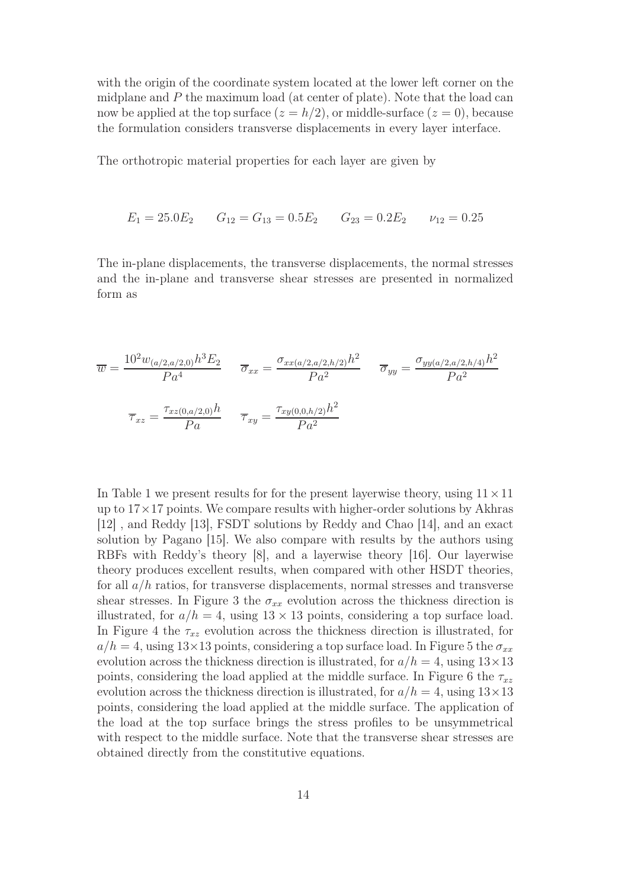with the origin of the coordinate system located at the lower left corner on the midplane and $P$ the maximum load (at center of plate). Note that the load can now be applied at the top surface ($z = h/2$), or middle-surface ($z = 0$), because the formulation considers transverse displacements in every layer interface.

The orthotropic material properties for each layer are given by

$$E_1 = 25.0E_2 \qquad G_{12} = G_{13} = 0.5E_2 \qquad G_{23} = 0.2E_2 \qquad \nu_{12} = 0.25$$

The in-plane displacements, the transverse displacements, the normal stresses and the in-plane and transverse shear stresses are presented in normalized form as

$$\overline{w} = \frac{10^2 w_{(a/2,a/2,0)} h^3 E_2}{P a^4} \qquad \overline{\sigma}_{xx} = \frac{\sigma_{xx(a/2,a/2,h/2)} h^2}{P a^2} \qquad \overline{\sigma}_{yy} = \frac{\sigma_{yy(a/2,a/2,h/4)} h^2}{P a^2}$$

$$\overline{\tau}_{xz} = \frac{\tau_{xz(0,a/2,0)} h}{P a} \qquad \overline{\tau}_{xy} = \frac{\tau_{xy(0,0,h/2)} h^2}{P a^2}$$

In Table 1 we present results for for the present layerwise theory, using $11 \times 11$ up to $17 \times 17$ points. We compare results with higher-order solutions by Akhras [12] , and Reddy [13], FSDT solutions by Reddy and Chao [14], and an exact solution by Pagano [15]. We also compare with results by the authors using RBFs with Reddy's theory [8], and a layerwise theory [16]. Our layerwise theory produces excellent results, when compared with other HSDT theories, for all $a/h$ ratios, for transverse displacements, normal stresses and transverse shear stresses. In Figure 3 the $\sigma_{xx}$ evolution across the thickness direction is illustrated, for $a/h = 4$, using $13 \times 13$ points, considering a top surface load. In Figure 4 the $\tau_{xz}$ evolution across the thickness direction is illustrated, for $a/h = 4$, using $13 \times 13$ points, considering a top surface load. In Figure 5 the $\sigma_{xx}$ evolution across the thickness direction is illustrated, for $a/h = 4$, using $13 \times 13$ points, considering the load applied at the middle surface. In Figure 6 the $\tau_{xz}$ evolution across the thickness direction is illustrated, for $a/h = 4$, using $13 \times 13$ points, considering the load applied at the middle surface. The application of the load at the top surface brings the stress profiles to be unsymmetrical with respect to the middle surface. Note that the transverse shear stresses are obtained directly from the constitutive equations.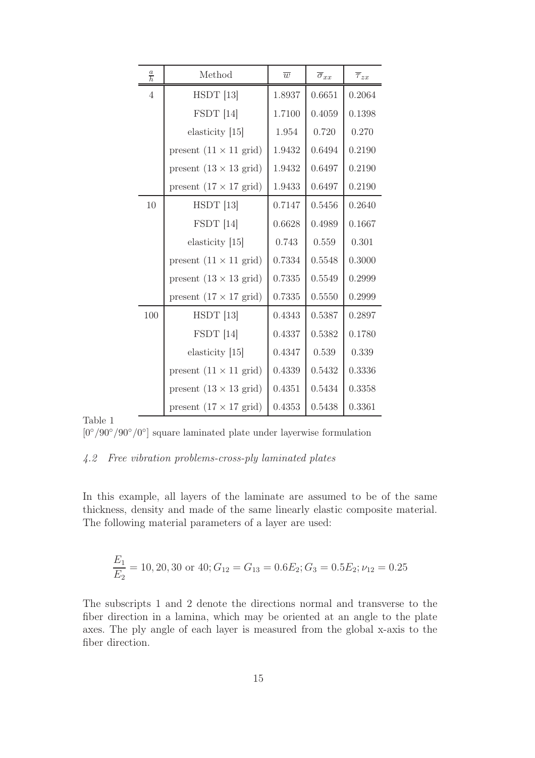| $\frac{a}{h}$ | Method | $\overline{w}$ | $\overline{\sigma}_{xx}$ | $\overline{\tau}_{zx}$ |
|---|---|---|---|---|
| 4 | HSDT [13] | 1.8937 | 0.6651 | 0.2064 |
| | FSDT [14] | 1.7100 | 0.4059 | 0.1398 |
| | elasticity [15] | 1.954 | 0.720 | 0.270 |
| | present ($11 \times 11$ grid) | 1.9432 | 0.6494 | 0.2190 |
| | present ($13 \times 13$ grid) | 1.9432 | 0.6497 | 0.2190 |
| | present ($17 \times 17$ grid) | 1.9433 | 0.6497 | 0.2190 |
| 10 | HSDT [13] | 0.7147 | 0.5456 | 0.2640 |
| | FSDT [14] | 0.6628 | 0.4989 | 0.1667 |
| | elasticity [15] | 0.743 | 0.559 | 0.301 |
| | present ($11 \times 11$ grid) | 0.7334 | 0.5548 | 0.3000 |
| | present ($13 \times 13$ grid) | 0.7335 | 0.5549 | 0.2999 |
| | present ($17 \times 17$ grid) | 0.7335 | 0.5550 | 0.2999 |
| 100 | HSDT [13] | 0.4343 | 0.5387 | 0.2897 |
| | FSDT [14] | 0.4337 | 0.5382 | 0.1780 |
| | elasticity [15] | 0.4347 | 0.539 | 0.339 |
| | present ($11 \times 11$ grid) | 0.4339 | 0.5432 | 0.3336 |
| | present ($13 \times 13$ grid) | 0.4351 | 0.5434 | 0.3358 |
| | present ($17 \times 17$ grid) | 0.4353 | 0.5438 | 0.3361 |

Table 1

$[0^\circ/90^\circ/90^\circ/0^\circ]$ square laminated plate under layerwise formulation

### *4.2 Free vibration problems-cross-ply laminated plates*

In this example, all layers of the laminate are assumed to be of the same thickness, density and made of the same linearly elastic composite material. The following material parameters of a layer are used:

$$\frac{E_1}{E_2} = 10, 20, 30 \text{ or } 40; G_{12} = G_{13} = 0.6E_2; G_3 = 0.5E_2; \nu_{12} = 0.25$$

The subscripts 1 and 2 denote the directions normal and transverse to the fiber direction in a lamina, which may be oriented at an angle to the plate axes. The ply angle of each layer is measured from the global x-axis to the fiber direction.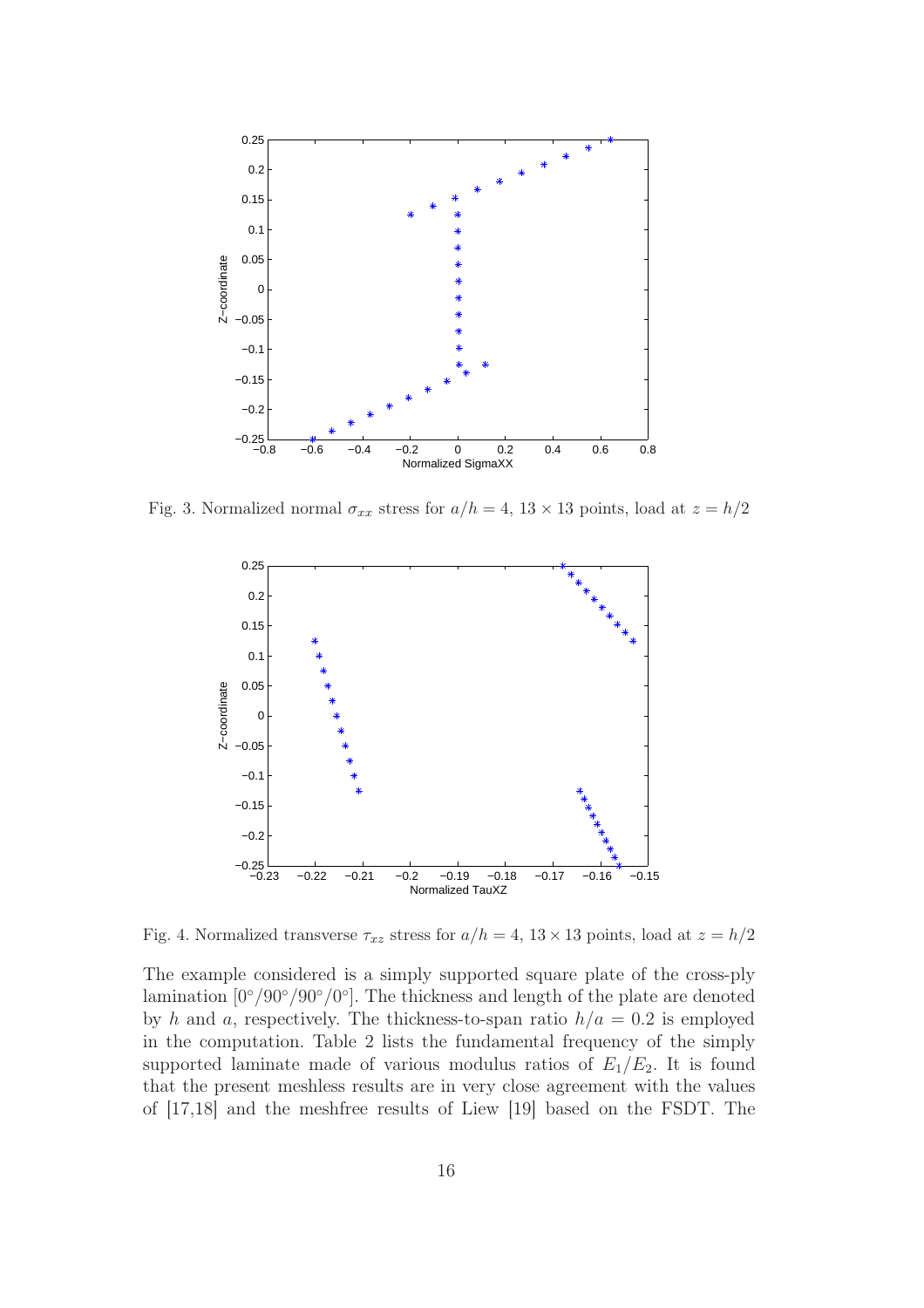Fig. 3. Normalized normal $\sigma_{xx}$ stress for $a/h = 4$, $13 \times 13$ points, load at $z = h/2$

Fig. 4. Normalized transverse $\tau_{xz}$ stress for $a/h = 4$, $13 \times 13$ points, load at $z = h/2$

The example considered is a simply supported square plate of the cross-ply lamination $[0^\circ/90^\circ/90^\circ/0^\circ]$. The thickness and length of the plate are denoted by $h$ and $a$, respectively. The thickness-to-span ratio $h/a = 0.2$ is employed in the computation. Table 2 lists the fundamental frequency of the simply supported laminate made of various modulus ratios of $E_1/E_2$. It is found that the present meshless results are in very close agreement with the values of [17,18] and the meshfree results of Liew [19] based on the FSDT. The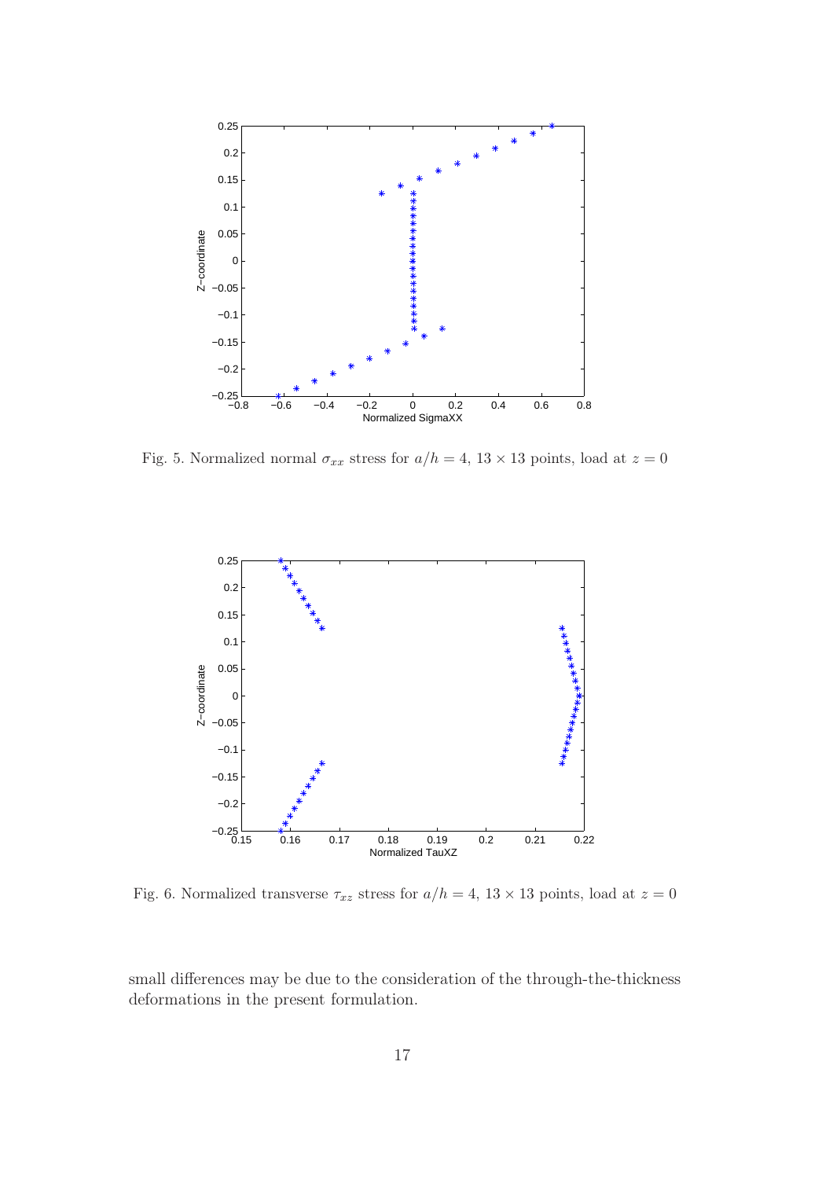Fig. 5. Normalized normal $\sigma_{xx}$ stress for $a/h = 4$, $13 \times 13$ points, load at $z = 0$

Fig. 6. Normalized transverse $\tau_{xz}$ stress for $a/h = 4$, $13 \times 13$ points, load at $z = 0$

small differences may be due to the consideration of the through-the-thickness deformations in the present formulation.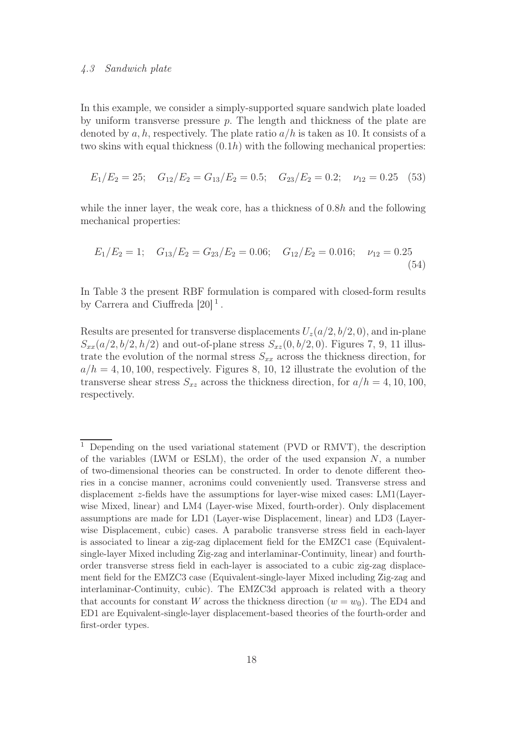### *4.3 Sandwich plate*

In this example, we consider a simply-supported square sandwich plate loaded by uniform transverse pressure $p$. The length and thickness of the plate are denoted by $a, h$, respectively. The plate ratio $a/h$ is taken as 10. It consists of a two skins with equal thickness $(0.1h)$ with the following mechanical properties:

$$E_1/E_2 = 25; \quad G_{12}/E_2 = G_{13}/E_2 = 0.5; \quad G_{23}/E_2 = 0.2; \quad \nu_{12} = 0.25 \quad (53)$$

while the inner layer, the weak core, has a thickness of $0.8h$ and the following mechanical properties:

$$E_1/E_2 = 1; \quad G_{13}/E_2 = G_{23}/E_2 = 0.06; \quad G_{12}/E_2 = 0.016; \quad \nu_{12} = 0.25 \quad (54)$$

In Table 3 the present RBF formulation is compared with closed-form results by Carrera and Ciuffreda [20] [1].

Results are presented for transverse displacements $U_z(a/2, b/2, 0)$, and in-plane $S_{xx}(a/2, b/2, h/2)$ and out-of-plane stress $S_{xz}(0, b/2, 0)$. Figures 7, 9, 11 illustrate the evolution of the normal stress $S_{xx}$ across the thickness direction, for $a/h = 4, 10, 100$, respectively. Figures 8, 10, 12 illustrate the evolution of the transverse shear stress $S_{xz}$ across the thickness direction, for $a/h = 4, 10, 100$, respectively.

---

[1] Depending on the used variational statement (PVD or RMVT), the description of the variables (LWM or ESLM), the order of the used expansion $N$, a number of two-dimensional theories can be constructed. In order to denote different theories in a concise manner, acronims could conveniently used. Transverse stress and displacement $z$-fields have the assumptions for layer-wise mixed cases: LM1(Layer-wise Mixed, linear) and LM4 (Layer-wise Mixed, fourth-order). Only displacement assumptions are made for LD1 (Layer-wise Displacement, linear) and LD3 (Layer-wise Displacement, cubic) cases. A parabolic transverse stress field in each-layer is associated to linear a zig-zag diplacement field for the EMZC1 case (Equivalent-single-layer Mixed including Zig-zag and interlaminar-Continuity, linear) and fourth-order transverse stress field in each-layer is associated to a cubic zig-zag displacement field for the EMZC3 case (Equivalent-single-layer Mixed including Zig-zag and interlaminar-Continuity, cubic). The EMZC3d approach is related with a theory that accounts for constant $W$ across the thickness direction ($w = w_0$). The ED4 and ED1 are Equivalent-single-layer displacement-based theories of the fourth-order and first-order types.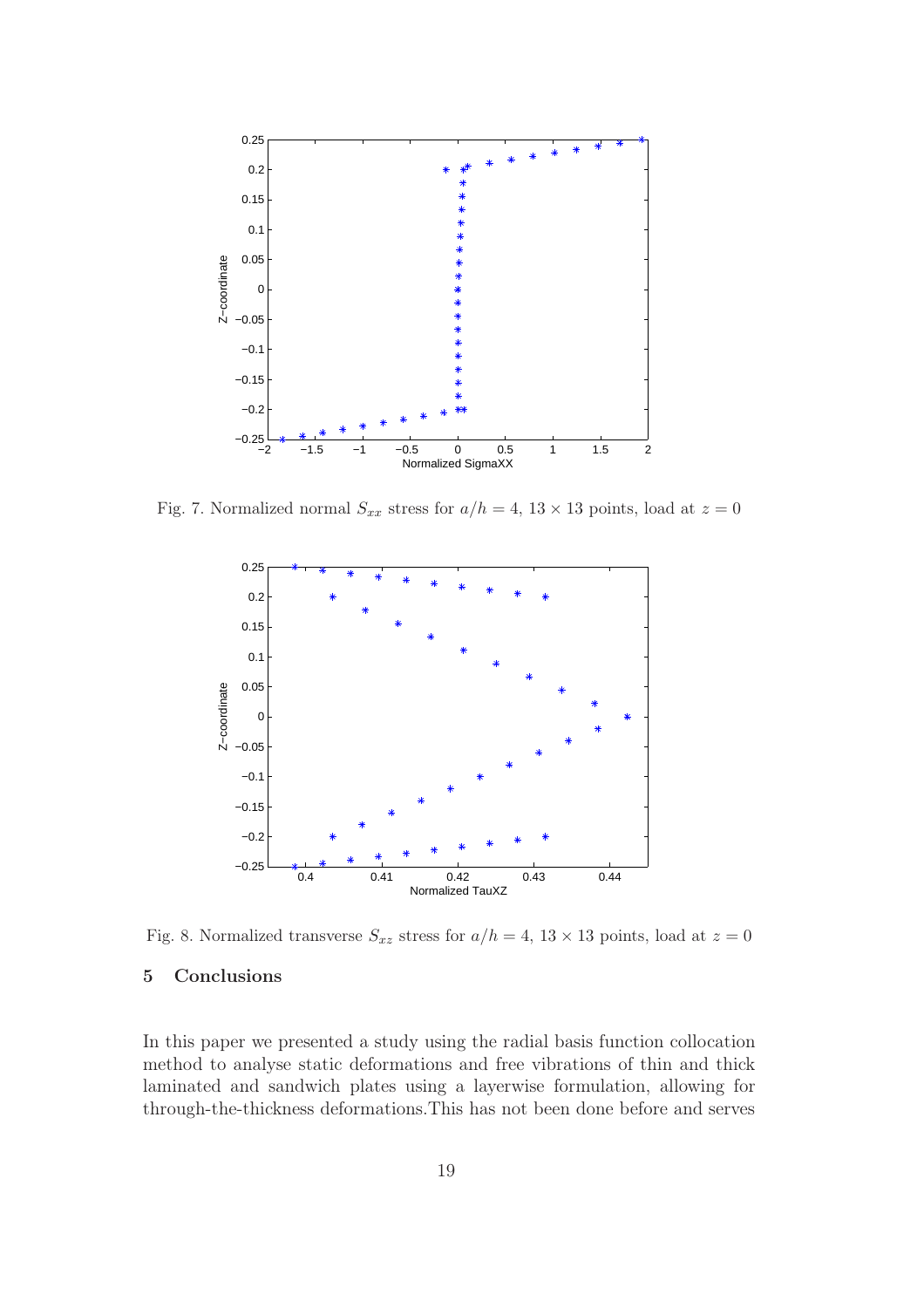Fig. 7. Normalized normal $S_{xx}$ stress for $a/h = 4$, $13 \times 13$ points, load at $z = 0$

Fig. 8. Normalized transverse $S_{xz}$ stress for $a/h = 4$, $13 \times 13$ points, load at $z = 0$

## 5 Conclusions

In this paper we presented a study using the radial basis function collocation method to analyse static deformations and free vibrations of thin and thick laminated and sandwich plates using a layerwise formulation, allowing for through-the-thickness deformations.This has not been done before and serves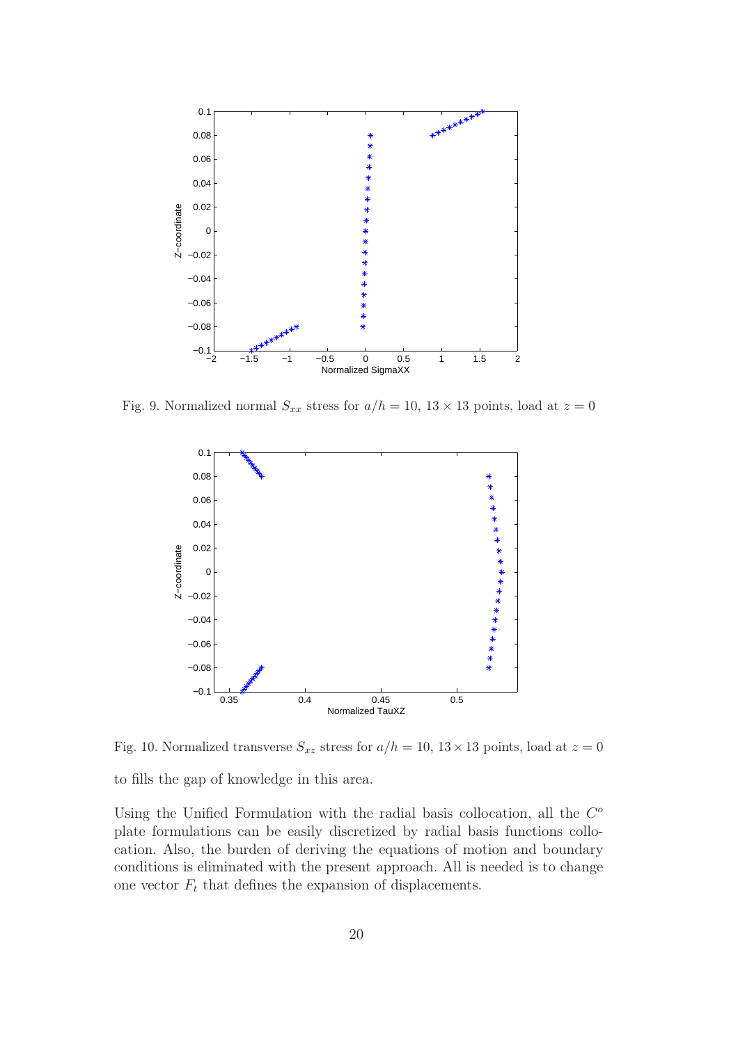Fig. 9. Normalized normal $S_{xx}$ stress for $a/h = 10$, $13 \times 13$ points, load at $z = 0$

Fig. 10. Normalized transverse $S_{xz}$ stress for $a/h = 10$, $13 \times 13$ points, load at $z = 0$

to fills the gap of knowledge in this area.

Using the Unified Formulation with the radial basis collocation, all the $C^o$ plate formulations can be easily discretized by radial basis functions collocation. Also, the burden of deriving the equations of motion and boundary conditions is eliminated with the present approach. All is needed is to change one vector $F_t$ that defines the expansion of displacements.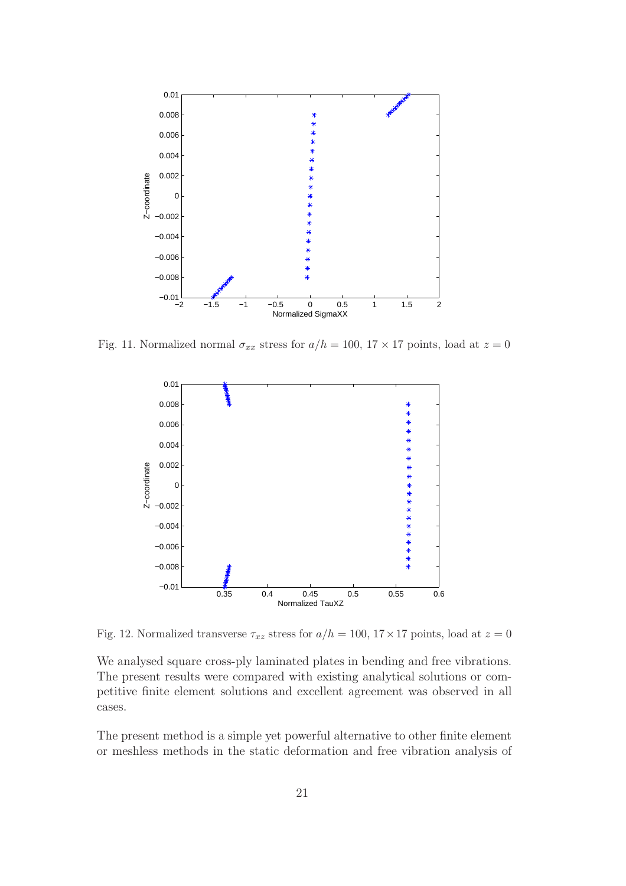Fig. 11. Normalized normal $\sigma_{xx}$ stress for $a/h = 100$, $17 \times 17$ points, load at $z = 0$

Fig. 12. Normalized transverse $\tau_{xz}$ stress for $a/h = 100$, $17 \times 17$ points, load at $z = 0$

We analysed square cross-ply laminated plates in bending and free vibrations. The present results were compared with existing analytical solutions or competitive finite element solutions and excellent agreement was observed in all cases.

The present method is a simple yet powerful alternative to other finite element or meshless methods in the static deformation and free vibration analysis of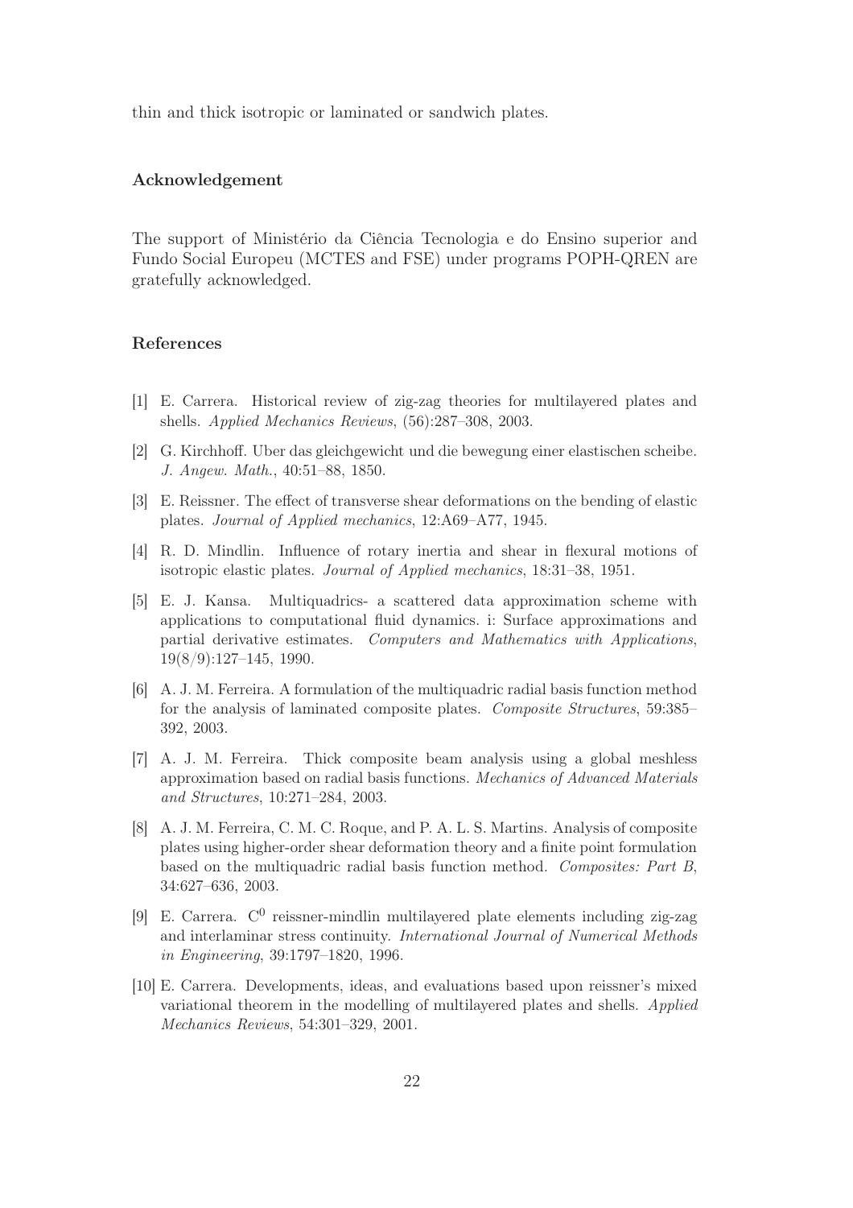thin and thick isotropic or laminated or sandwich plates.

## Acknowledgement

The support of Ministério da Ciência Tecnologia e do Ensino superior and Fundo Social Europeu (MCTES and FSE) under programs POPH-QREN are gratefully acknowledged.

## References

[1] E. Carrera. Historical review of zig-zag theories for multilayered plates and shells. *Applied Mechanics Reviews*, (56):287–308, 2003.

[2] G. Kirchhoff. Uber das gleichgewicht und die bewegung einer elastischen scheibe. *J. Angew. Math.*, 40:51–88, 1850.

[3] E. Reissner. The effect of transverse shear deformations on the bending of elastic plates. *Journal of Applied mechanics*, 12:A69–A77, 1945.

[4] R. D. Mindlin. Influence of rotary inertia and shear in flexural motions of isotropic elastic plates. *Journal of Applied mechanics*, 18:31–38, 1951.

[5] E. J. Kansa. Multiquadrics- a scattered data approximation scheme with applications to computational fluid dynamics. i: Surface approximations and partial derivative estimates. *Computers and Mathematics with Applications*, 19(8/9):127–145, 1990.

[6] A. J. M. Ferreira. A formulation of the multiquadric radial basis function method for the analysis of laminated composite plates. *Composite Structures*, 59:385–392, 2003.

[7] A. J. M. Ferreira. Thick composite beam analysis using a global meshless approximation based on radial basis functions. *Mechanics of Advanced Materials and Structures*, 10:271–284, 2003.

[8] A. J. M. Ferreira, C. M. C. Roque, and P. A. L. S. Martins. Analysis of composite plates using higher-order shear deformation theory and a finite point formulation based on the multiquadric radial basis function method. *Composites: Part B*, 34:627–636, 2003.

[9] E. Carrera. $C^0$ reissner-mindlin multilayered plate elements including zig-zag and interlaminar stress continuity. *International Journal of Numerical Methods in Engineering*, 39:1797–1820, 1996.

[10] E. Carrera. Developments, ideas, and evaluations based upon reissner's mixed variational theorem in the modelling of multilayered plates and shells. *Applied Mechanics Reviews*, 54:301–329, 2001.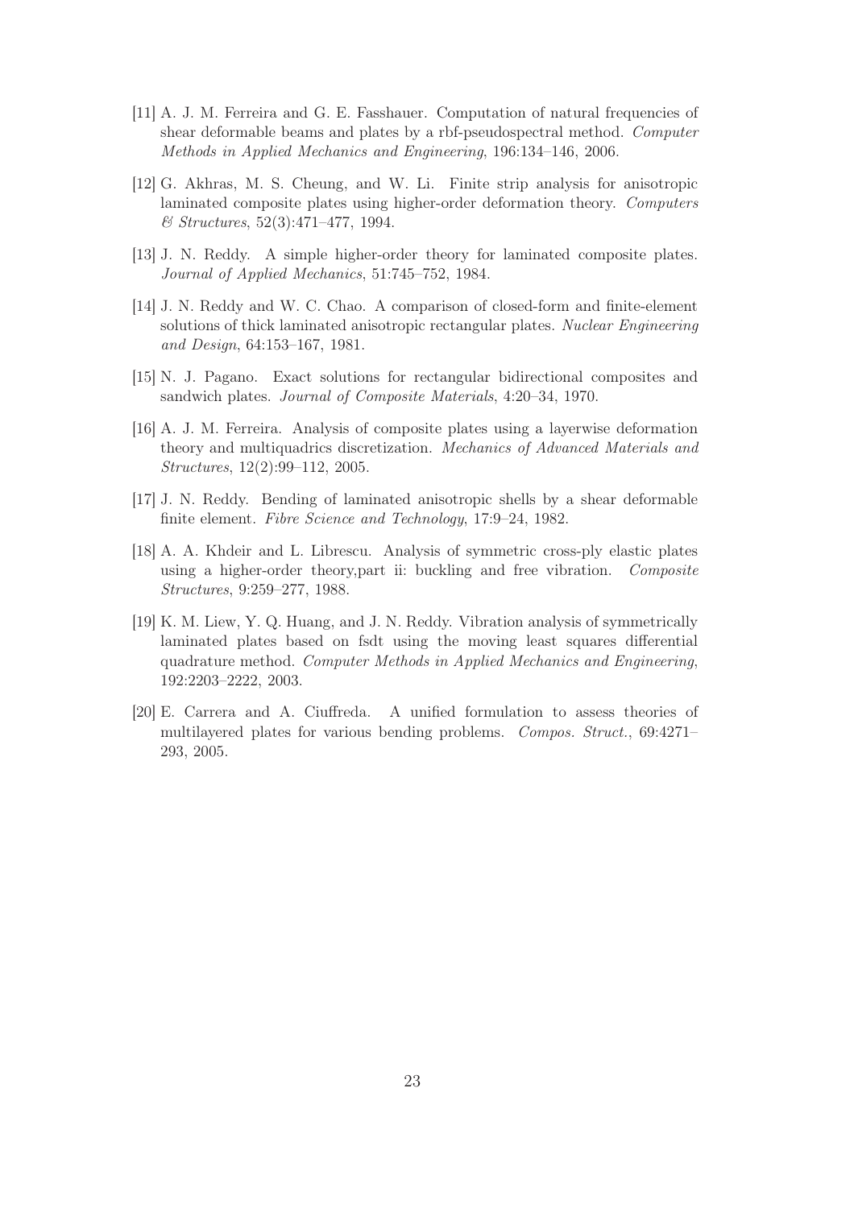[11] A. J. M. Ferreira and G. E. Fasshauer. Computation of natural frequencies of shear deformable beams and plates by a rbf-pseudospectral method. *Computer Methods in Applied Mechanics and Engineering*, 196:134–146, 2006.

[12] G. Akhras, M. S. Cheung, and W. Li. Finite strip analysis for anisotropic laminated composite plates using higher-order deformation theory. *Computers & Structures*, 52(3):471–477, 1994.

[13] J. N. Reddy. A simple higher-order theory for laminated composite plates. *Journal of Applied Mechanics*, 51:745–752, 1984.

[14] J. N. Reddy and W. C. Chao. A comparison of closed-form and finite-element solutions of thick laminated anisotropic rectangular plates. *Nuclear Engineering and Design*, 64:153–167, 1981.

[15] N. J. Pagano. Exact solutions for rectangular bidirectional composites and sandwich plates. *Journal of Composite Materials*, 4:20–34, 1970.

[16] A. J. M. Ferreira. Analysis of composite plates using a layerwise deformation theory and multiquadrics discretization. *Mechanics of Advanced Materials and Structures*, 12(2):99–112, 2005.

[17] J. N. Reddy. Bending of laminated anisotropic shells by a shear deformable finite element. *Fibre Science and Technology*, 17:9–24, 1982.

[18] A. A. Khdeir and L. Librescu. Analysis of symmetric cross-ply elastic plates using a higher-order theory,part ii: buckling and free vibration. *Composite Structures*, 9:259–277, 1988.

[19] K. M. Liew, Y. Q. Huang, and J. N. Reddy. Vibration analysis of symmetrically laminated plates based on fsdt using the moving least squares differential quadrature method. *Computer Methods in Applied Mechanics and Engineering*, 192:2203–2222, 2003.

[20] E. Carrera and A. Ciuffreda. A unified formulation to assess theories of multilayered plates for various bending problems. *Compos. Struct.*, 69:4271–293, 2005.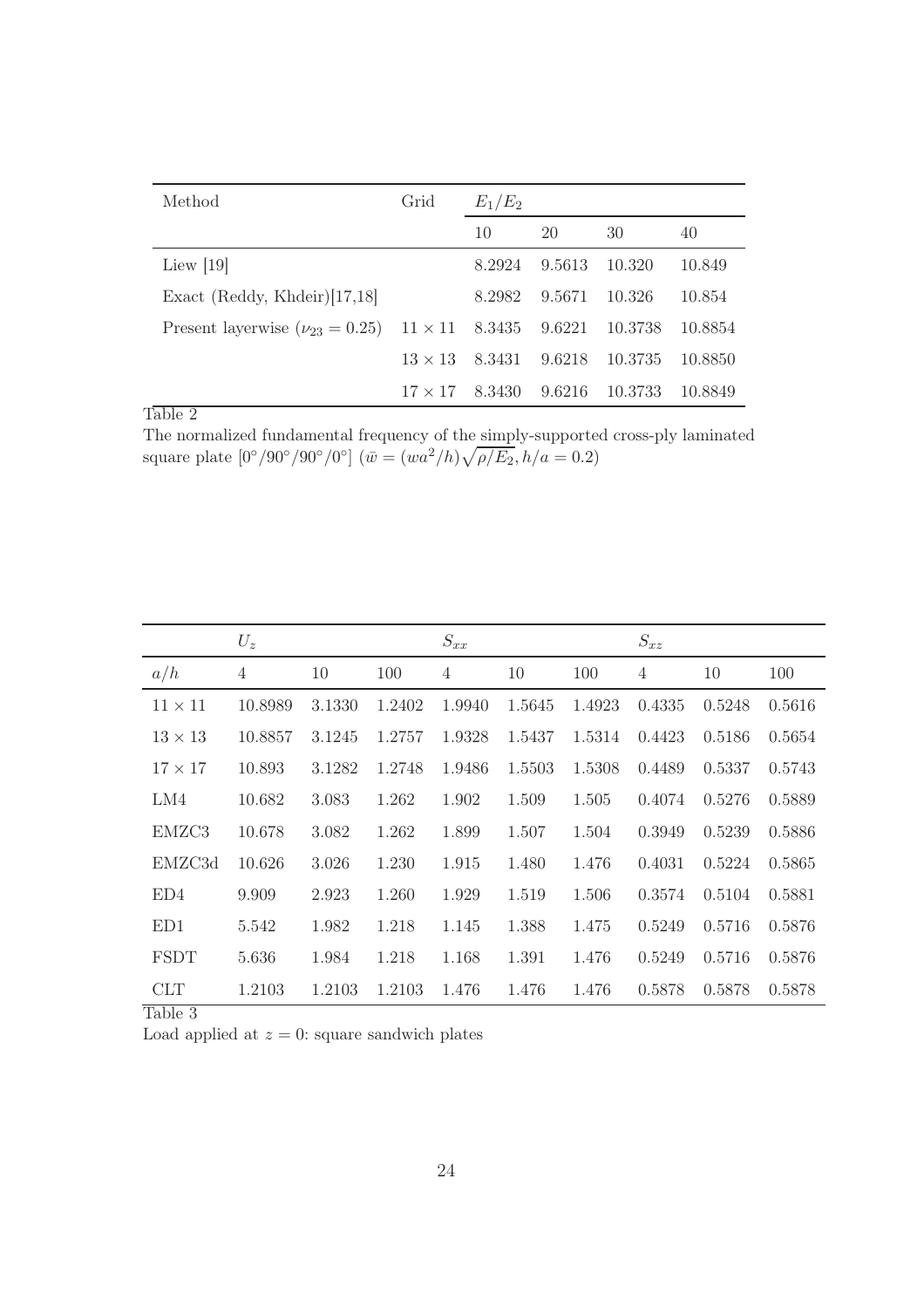| Method | Grid | $E_1/E_2$ | | | |
|---|---|---|---|---|---|
| | | 10 | 20 | 30 | 40 |
| Liew [19] | | 8.2924 | 9.5613 | 10.320 | 10.849 |
| Exact (Reddy, Khdeir)[17,18] | | 8.2982 | 9.5671 | 10.326 | 10.854 |
| Present layerwise ($\nu_{23} = 0.25$) | $11 \times 11$ | 8.3435 | 9.6221 | 10.3738 | 10.8854 |
| | $13 \times 13$ | 8.3431 | 9.6218 | 10.3735 | 10.8850 |
| | $17 \times 17$ | 8.3430 | 9.6216 | 10.3733 | 10.8849 |

Table 2

The normalized fundamental frequency of the simply-supported cross-ply laminated square plate $[0^\circ/90^\circ/90^\circ/0^\circ]$ ($\bar{w} = (wa^2/h)\sqrt{\rho/E_2}, h/a = 0.2$)

| | $U_z$ | | | $S_{xx}$ | | | $S_{xz}$ | | |
|---|---|---|---|---|---|---|---|---|---|
| $a/h$ | 4 | 10 | 100 | 4 | 10 | 100 | 4 | 10 | 100 |
| $11 \times 11$ | 10.8989 | 3.1330 | 1.2402 | 1.9940 | 1.5645 | 1.4923 | 0.4335 | 0.5248 | 0.5616 |
| $13 \times 13$ | 10.8857 | 3.1245 | 1.2757 | 1.9328 | 1.5437 | 1.5314 | 0.4423 | 0.5186 | 0.5654 |
| $17 \times 17$ | 10.893 | 3.1282 | 1.2748 | 1.9486 | 1.5503 | 1.5308 | 0.4489 | 0.5337 | 0.5743 |
| LM4 | 10.682 | 3.083 | 1.262 | 1.902 | 1.509 | 1.505 | 0.4074 | 0.5276 | 0.5889 |
| EMZC3 | 10.678 | 3.082 | 1.262 | 1.899 | 1.507 | 1.504 | 0.3949 | 0.5239 | 0.5886 |
| EMZC3d | 10.626 | 3.026 | 1.230 | 1.915 | 1.480 | 1.476 | 0.4031 | 0.5224 | 0.5865 |
| ED4 | 9.909 | 2.923 | 1.260 | 1.929 | 1.519 | 1.506 | 0.3574 | 0.5104 | 0.5881 |
| ED1 | 5.542 | 1.982 | 1.218 | 1.145 | 1.388 | 1.475 | 0.5249 | 0.5716 | 0.5876 |
| FSDT | 5.636 | 1.984 | 1.218 | 1.168 | 1.391 | 1.476 | 0.5249 | 0.5716 | 0.5876 |
| CLT | 1.2103 | 1.2103 | 1.2103 | 1.476 | 1.476 | 1.476 | 0.5878 | 0.5878 | 0.5878 |

Table 3

Load applied at $z = 0$: square sandwich plates